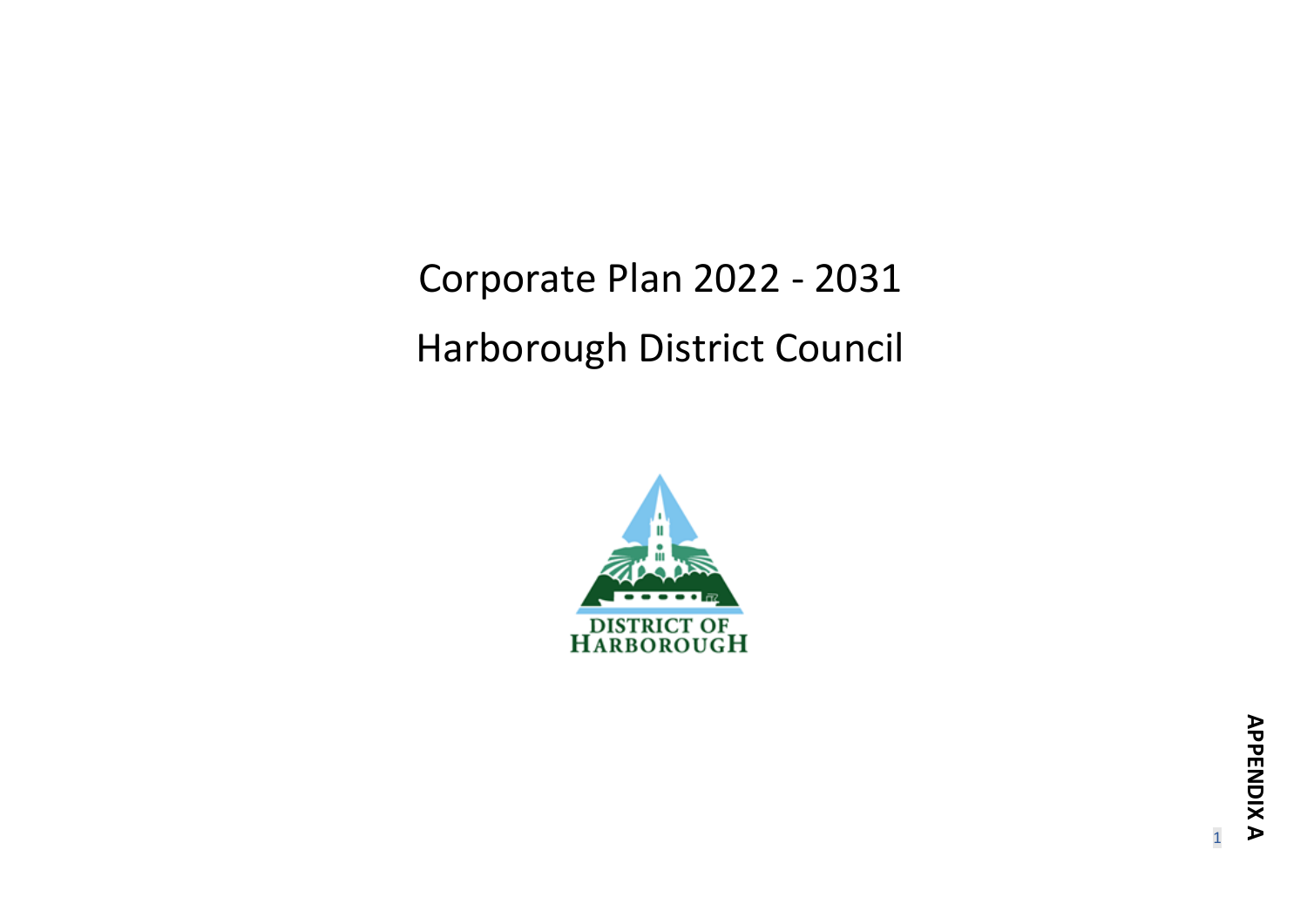# Corporate Plan 2022 - 2031

# Harborough District Council

DISTRICT OF HARBOROUGH

**APPENDIX A**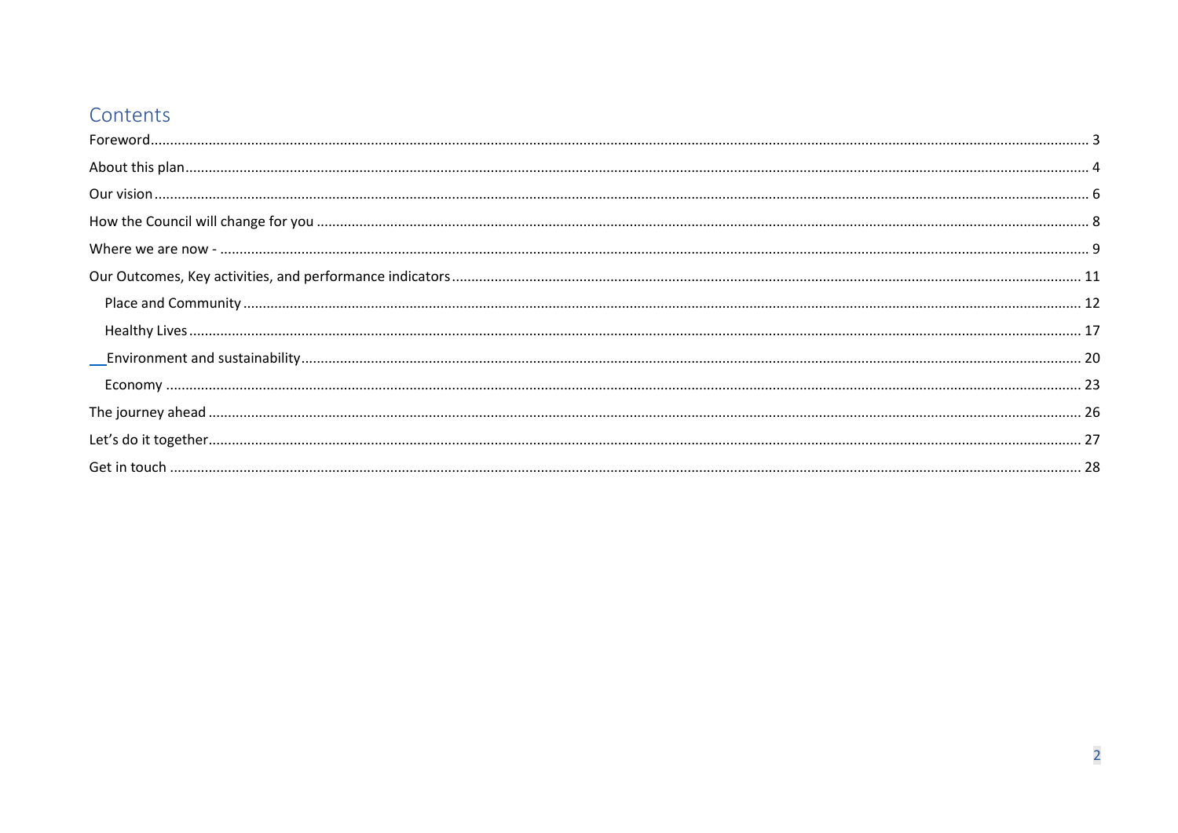# Contents

- Foreword ........ 3
- About this plan ........ 4
- Our vision ........ 6
- How the Council will change for you ........ 8
- Where we are now - ........ 9
- Our Outcomes, Key activities, and performance indicators ........ 11
  - Place and Community ........ 12
  - Healthy Lives ........ 17
  - Environment and sustainability ........ 20
  - Economy ........ 23
- The journey ahead ........ 26
- Let's do it together ........ 27
- Get in touch ........ 28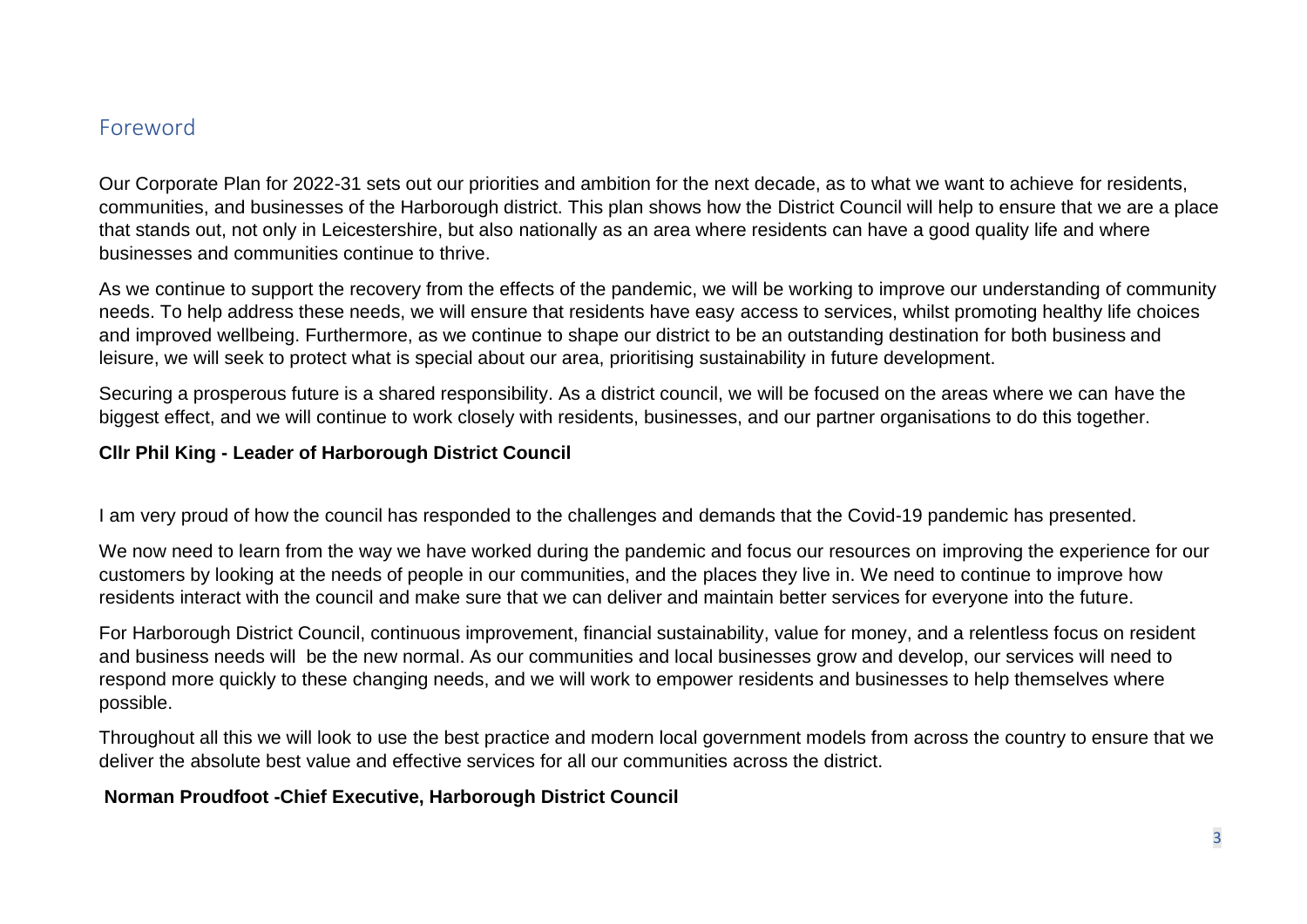## Foreword

Our Corporate Plan for 2022-31 sets out our priorities and ambition for the next decade, as to what we want to achieve for residents, communities, and businesses of the Harborough district. This plan shows how the District Council will help to ensure that we are a place that stands out, not only in Leicestershire, but also nationally as an area where residents can have a good quality life and where businesses and communities continue to thrive.

As we continue to support the recovery from the effects of the pandemic, we will be working to improve our understanding of community needs. To help address these needs, we will ensure that residents have easy access to services, whilst promoting healthy life choices and improved wellbeing. Furthermore, as we continue to shape our district to be an outstanding destination for both business and leisure, we will seek to protect what is special about our area, prioritising sustainability in future development.

Securing a prosperous future is a shared responsibility. As a district council, we will be focused on the areas where we can have the biggest effect, and we will continue to work closely with residents, businesses, and our partner organisations to do this together.

**Cllr Phil King - Leader of Harborough District Council**

I am very proud of how the council has responded to the challenges and demands that the Covid-19 pandemic has presented.

We now need to learn from the way we have worked during the pandemic and focus our resources on improving the experience for our customers by looking at the needs of people in our communities, and the places they live in. We need to continue to improve how residents interact with the council and make sure that we can deliver and maintain better services for everyone into the future.

For Harborough District Council, continuous improvement, financial sustainability, value for money, and a relentless focus on resident and business needs will be the new normal. As our communities and local businesses grow and develop, our services will need to respond more quickly to these changing needs, and we will work to empower residents and businesses to help themselves where possible.

Throughout all this we will look to use the best practice and modern local government models from across the country to ensure that we deliver the absolute best value and effective services for all our communities across the district.

**Norman Proudfoot -Chief Executive, Harborough District Council**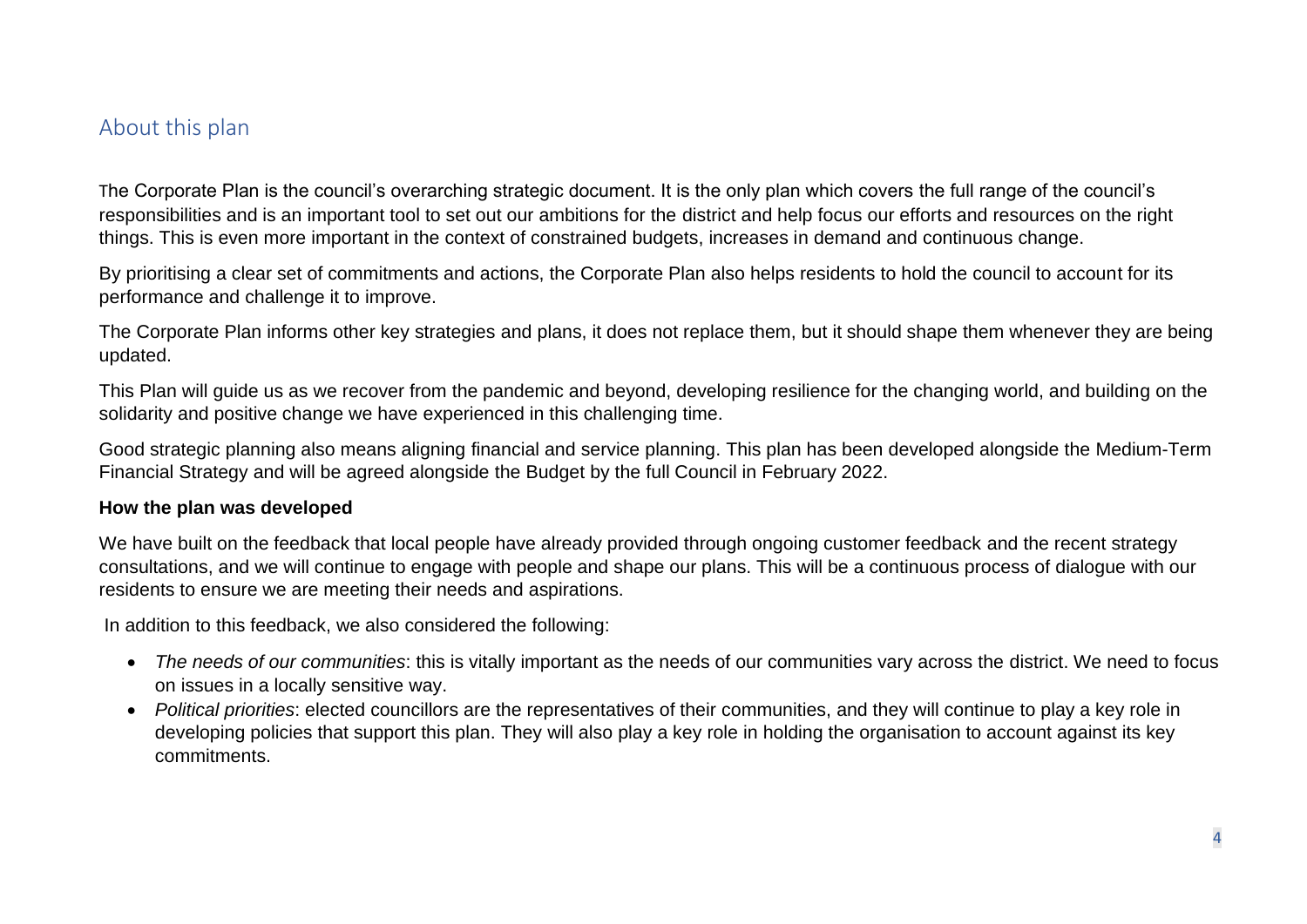## About this plan

The Corporate Plan is the council's overarching strategic document. It is the only plan which covers the full range of the council's responsibilities and is an important tool to set out our ambitions for the district and help focus our efforts and resources on the right things. This is even more important in the context of constrained budgets, increases in demand and continuous change.

By prioritising a clear set of commitments and actions, the Corporate Plan also helps residents to hold the council to account for its performance and challenge it to improve.

The Corporate Plan informs other key strategies and plans, it does not replace them, but it should shape them whenever they are being updated.

This Plan will guide us as we recover from the pandemic and beyond, developing resilience for the changing world, and building on the solidarity and positive change we have experienced in this challenging time.

Good strategic planning also means aligning financial and service planning. This plan has been developed alongside the Medium-Term Financial Strategy and will be agreed alongside the Budget by the full Council in February 2022.

**How the plan was developed**

We have built on the feedback that local people have already provided through ongoing customer feedback and the recent strategy consultations, and we will continue to engage with people and shape our plans. This will be a continuous process of dialogue with our residents to ensure we are meeting their needs and aspirations.

In addition to this feedback, we also considered the following:

- *The needs of our communities*: this is vitally important as the needs of our communities vary across the district. We need to focus on issues in a locally sensitive way.
- *Political priorities*: elected councillors are the representatives of their communities, and they will continue to play a key role in developing policies that support this plan. They will also play a key role in holding the organisation to account against its key commitments.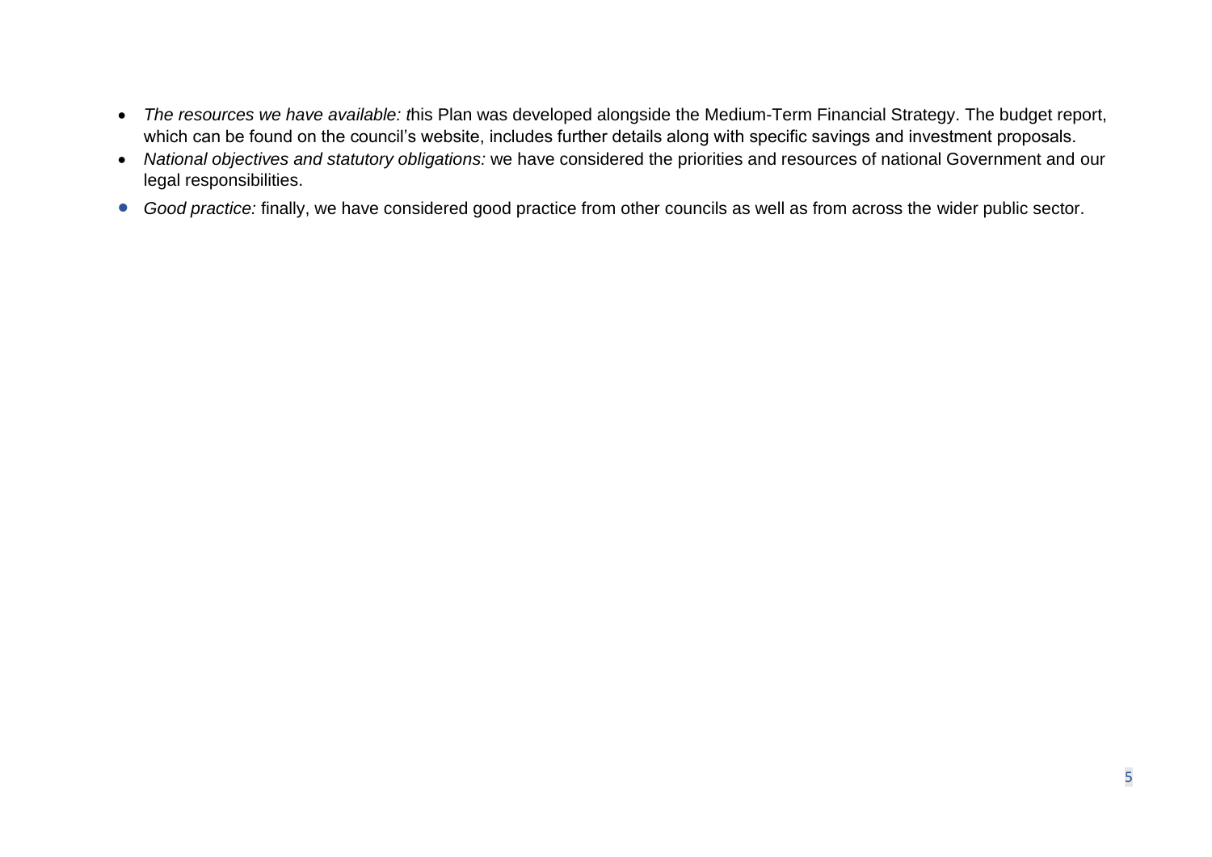- *The resources we have available: t*his Plan was developed alongside the Medium-Term Financial Strategy. The budget report, which can be found on the council's website, includes further details along with specific savings and investment proposals.
- *National objectives and statutory obligations:* we have considered the priorities and resources of national Government and our legal responsibilities.
- *Good practice:* finally, we have considered good practice from other councils as well as from across the wider public sector.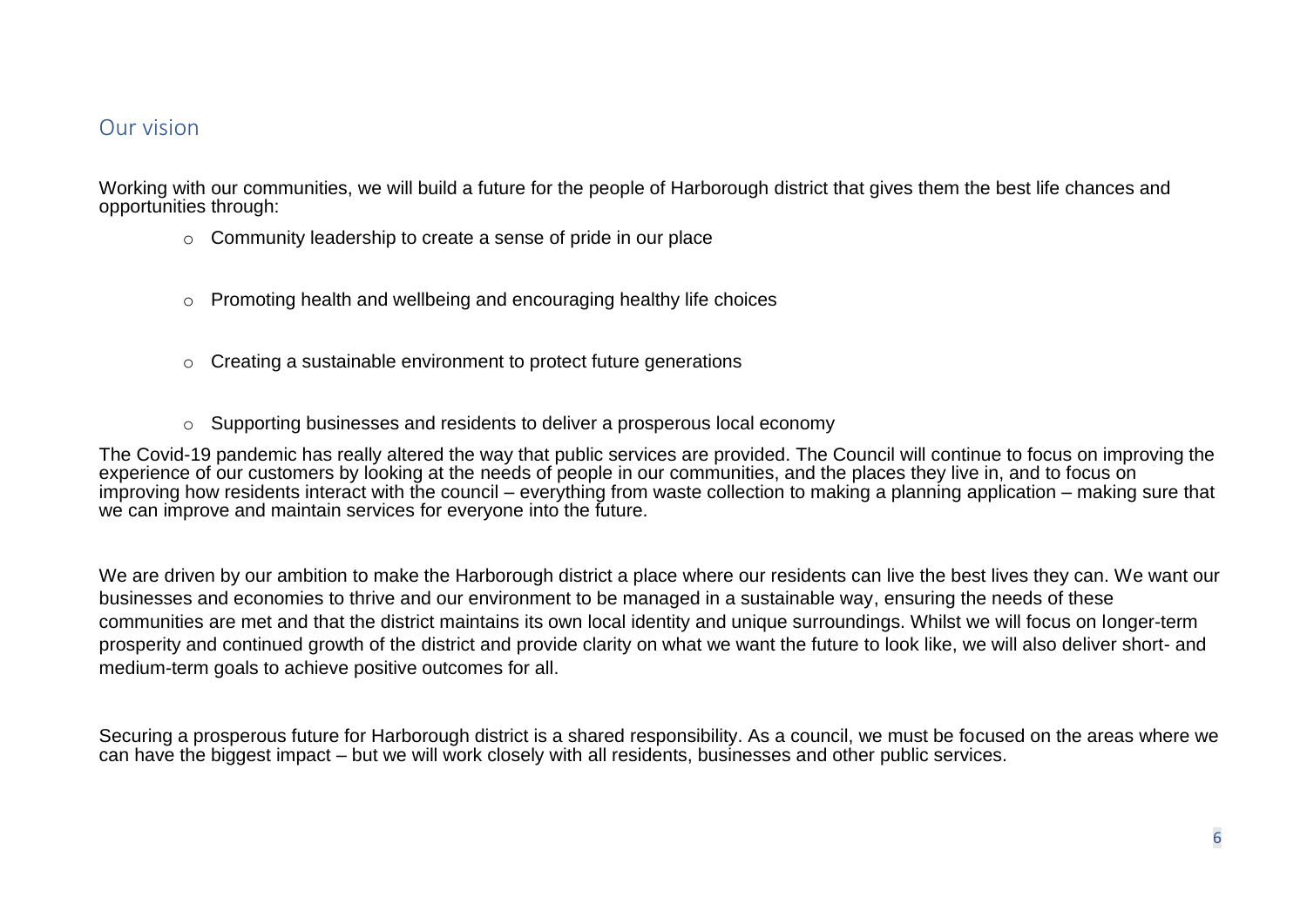## Our vision

Working with our communities, we will build a future for the people of Harborough district that gives them the best life chances and opportunities through:

- Community leadership to create a sense of pride in our place
- Promoting health and wellbeing and encouraging healthy life choices
- Creating a sustainable environment to protect future generations
- Supporting businesses and residents to deliver a prosperous local economy

The Covid-19 pandemic has really altered the way that public services are provided. The Council will continue to focus on improving the experience of our customers by looking at the needs of people in our communities, and the places they live in, and to focus on improving how residents interact with the council – everything from waste collection to making a planning application – making sure that we can improve and maintain services for everyone into the future.

We are driven by our ambition to make the Harborough district a place where our residents can live the best lives they can. We want our businesses and economies to thrive and our environment to be managed in a sustainable way, ensuring the needs of these communities are met and that the district maintains its own local identity and unique surroundings. Whilst we will focus on longer-term prosperity and continued growth of the district and provide clarity on what we want the future to look like, we will also deliver short- and medium-term goals to achieve positive outcomes for all.

Securing a prosperous future for Harborough district is a shared responsibility. As a council, we must be focused on the areas where we can have the biggest impact – but we will work closely with all residents, businesses and other public services.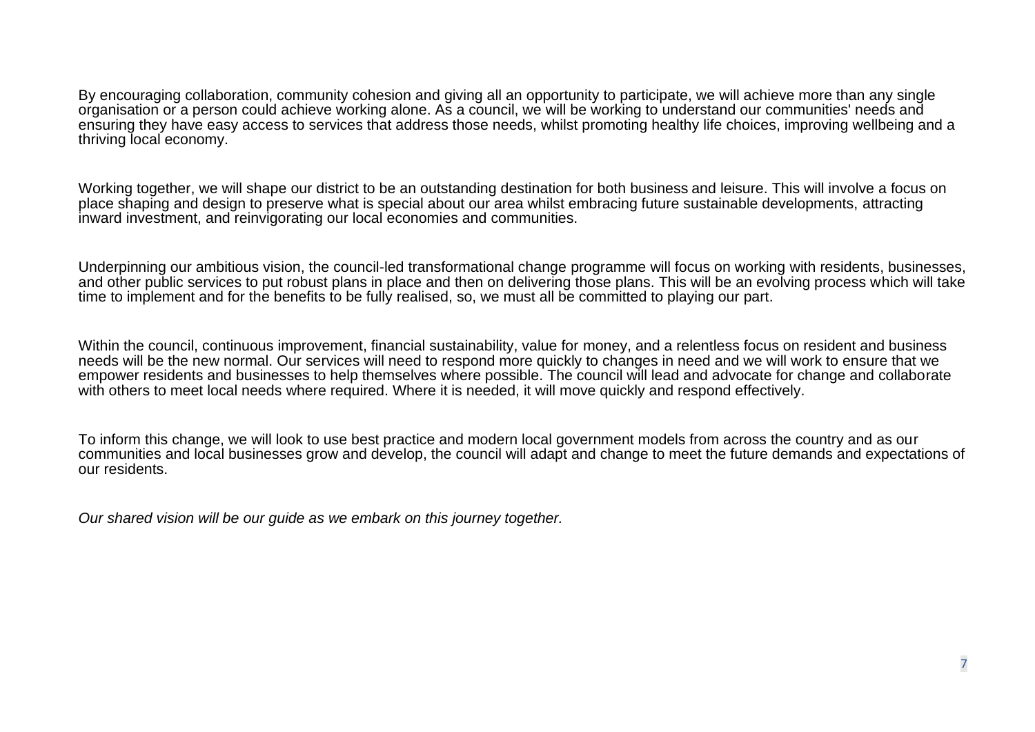By encouraging collaboration, community cohesion and giving all an opportunity to participate, we will achieve more than any single organisation or a person could achieve working alone. As a council, we will be working to understand our communities' needs and ensuring they have easy access to services that address those needs, whilst promoting healthy life choices, improving wellbeing and a thriving local economy.

Working together, we will shape our district to be an outstanding destination for both business and leisure. This will involve a focus on place shaping and design to preserve what is special about our area whilst embracing future sustainable developments, attracting inward investment, and reinvigorating our local economies and communities.

Underpinning our ambitious vision, the council-led transformational change programme will focus on working with residents, businesses, and other public services to put robust plans in place and then on delivering those plans. This will be an evolving process which will take time to implement and for the benefits to be fully realised, so, we must all be committed to playing our part.

Within the council, continuous improvement, financial sustainability, value for money, and a relentless focus on resident and business needs will be the new normal. Our services will need to respond more quickly to changes in need and we will work to ensure that we empower residents and businesses to help themselves where possible. The council will lead and advocate for change and collaborate with others to meet local needs where required. Where it is needed, it will move quickly and respond effectively.

To inform this change, we will look to use best practice and modern local government models from across the country and as our communities and local businesses grow and develop, the council will adapt and change to meet the future demands and expectations of our residents.

*Our shared vision will be our guide as we embark on this journey together.*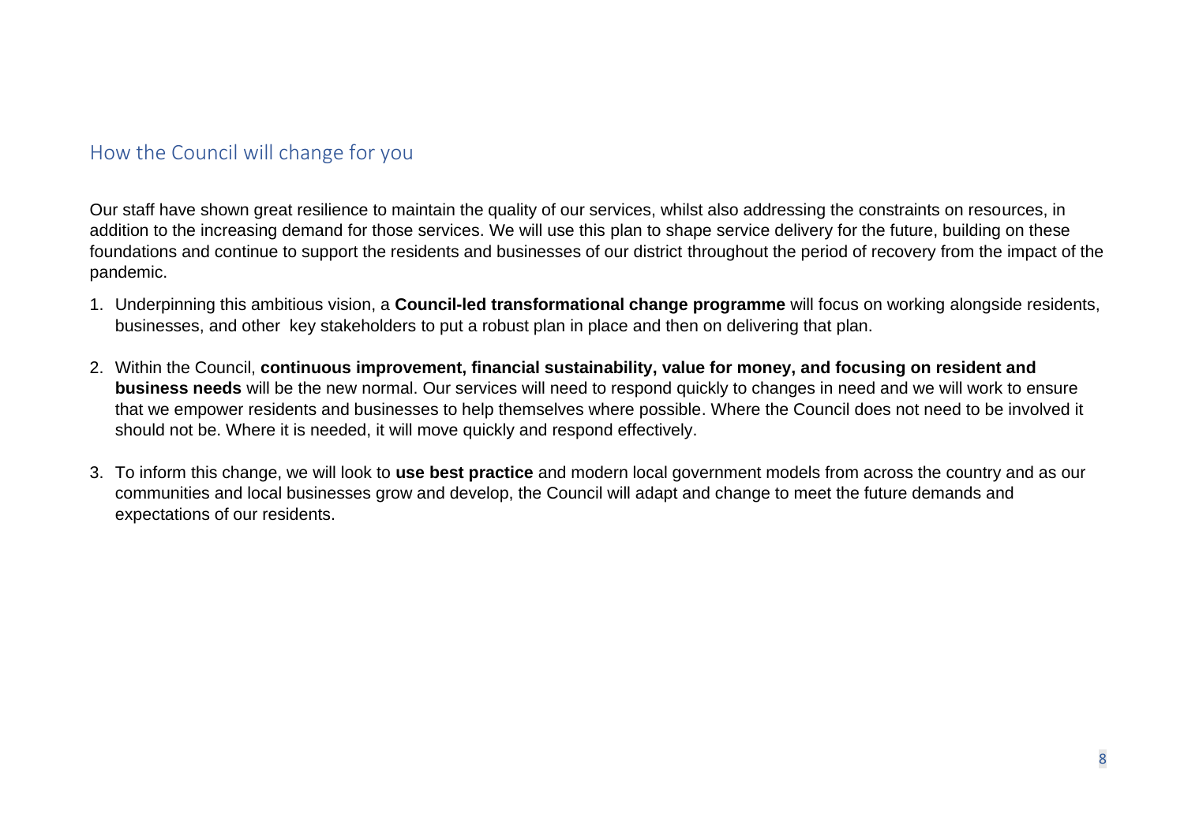## How the Council will change for you

Our staff have shown great resilience to maintain the quality of our services, whilst also addressing the constraints on resources, in addition to the increasing demand for those services. We will use this plan to shape service delivery for the future, building on these foundations and continue to support the residents and businesses of our district throughout the period of recovery from the impact of the pandemic.

1. Underpinning this ambitious vision, a **Council-led transformational change programme** will focus on working alongside residents, businesses, and other key stakeholders to put a robust plan in place and then on delivering that plan.

2. Within the Council, **continuous improvement, financial sustainability, value for money, and focusing on resident and business needs** will be the new normal. Our services will need to respond quickly to changes in need and we will work to ensure that we empower residents and businesses to help themselves where possible. Where the Council does not need to be involved it should not be. Where it is needed, it will move quickly and respond effectively.

3. To inform this change, we will look to **use best practice** and modern local government models from across the country and as our communities and local businesses grow and develop, the Council will adapt and change to meet the future demands and expectations of our residents.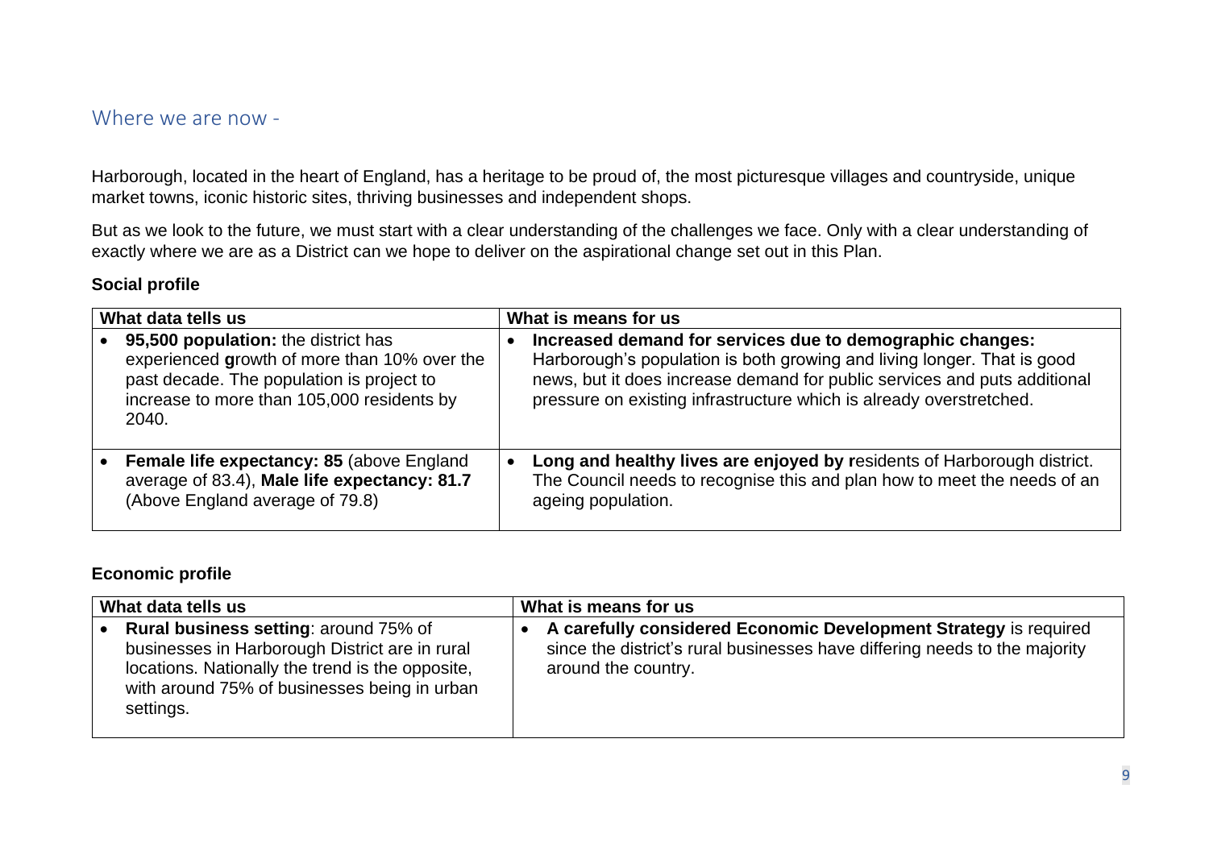## Where we are now -

Harborough, located in the heart of England, has a heritage to be proud of, the most picturesque villages and countryside, unique market towns, iconic historic sites, thriving businesses and independent shops.

But as we look to the future, we must start with a clear understanding of the challenges we face. Only with a clear understanding of exactly where we are as a District can we hope to deliver on the aspirational change set out in this Plan.

### Social profile

| What data tells us | What is means for us |
|---|---|
| • **95,500 population:** the district has experienced **g**rowth of more than 10% over the past decade. The population is project to increase to more than 105,000 residents by 2040. | • **Increased demand for services due to demographic changes:** Harborough's population is both growing and living longer. That is good news, but it does increase demand for public services and puts additional pressure on existing infrastructure which is already overstretched. |
| • **Female life expectancy: 85** (above England average of 83.4), **Male life expectancy: 81.7** (Above England average of 79.8) | • **Long and healthy lives are enjoyed by r**esidents of Harborough district. The Council needs to recognise this and plan how to meet the needs of an ageing population. |

### Economic profile

| What data tells us | What is means for us |
|---|---|
| • **Rural business setting**: around 75% of businesses in Harborough District are in rural locations. Nationally the trend is the opposite, with around 75% of businesses being in urban settings. | • **A carefully considered Economic Development Strategy** is required since the district's rural businesses have differing needs to the majority around the country. |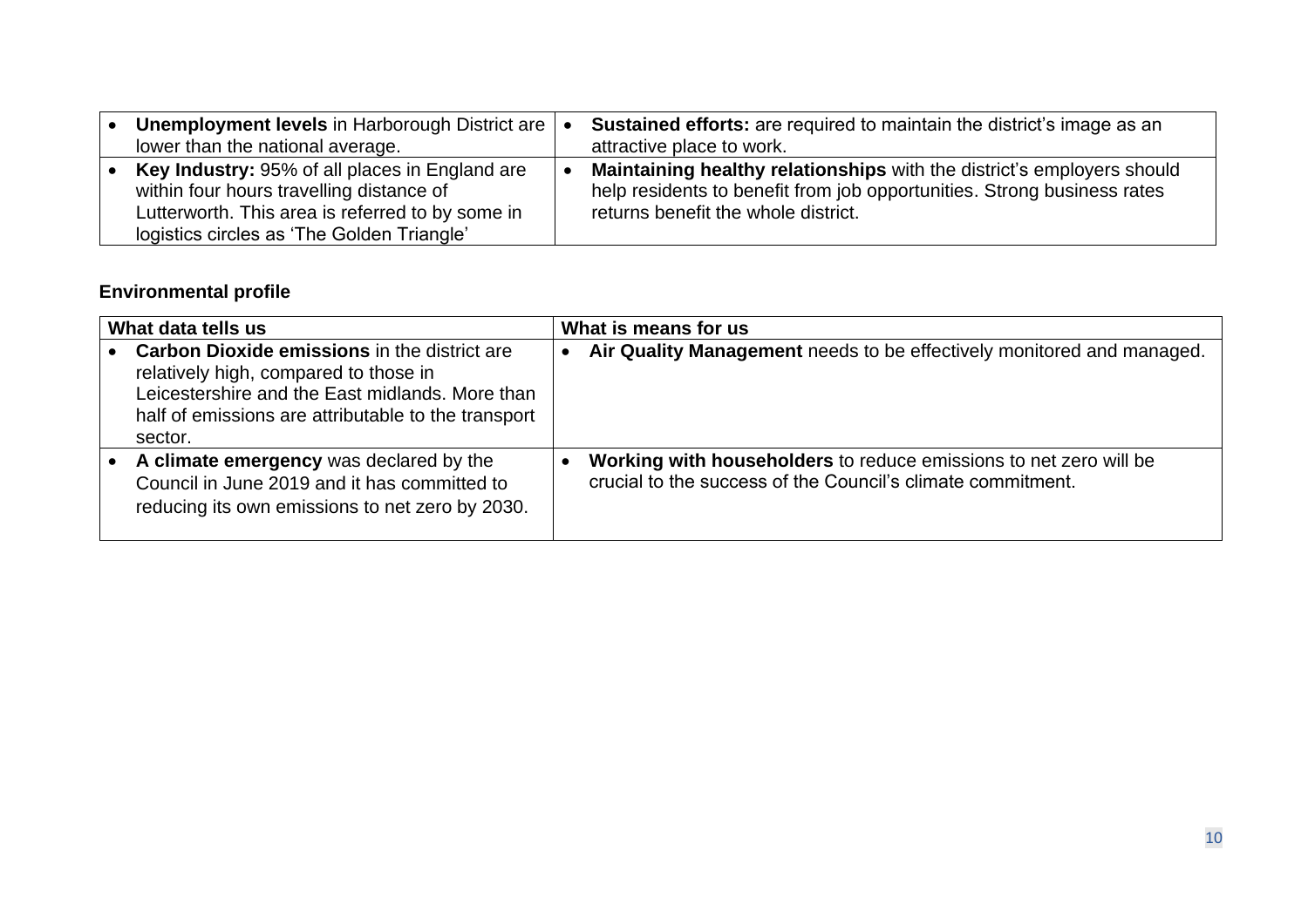| | |
|---|---|
| • **Unemployment levels** in Harborough District are lower than the national average. | • **Sustained efforts:** are required to maintain the district's image as an attractive place to work. |
| • **Key Industry:** 95% of all places in England are within four hours travelling distance of Lutterworth. This area is referred to by some in logistics circles as 'The Golden Triangle' | • **Maintaining healthy relationships** with the district's employers should help residents to benefit from job opportunities. Strong business rates returns benefit the whole district. |

**Environmental profile**

| What data tells us | What is means for us |
|---|---|
| • **Carbon Dioxide emissions** in the district are relatively high, compared to those in Leicestershire and the East midlands. More than half of emissions are attributable to the transport sector. | • **Air Quality Management** needs to be effectively monitored and managed. |
| • **A climate emergency** was declared by the Council in June 2019 and it has committed to reducing its own emissions to net zero by 2030. | • **Working with householders** to reduce emissions to net zero will be crucial to the success of the Council's climate commitment. |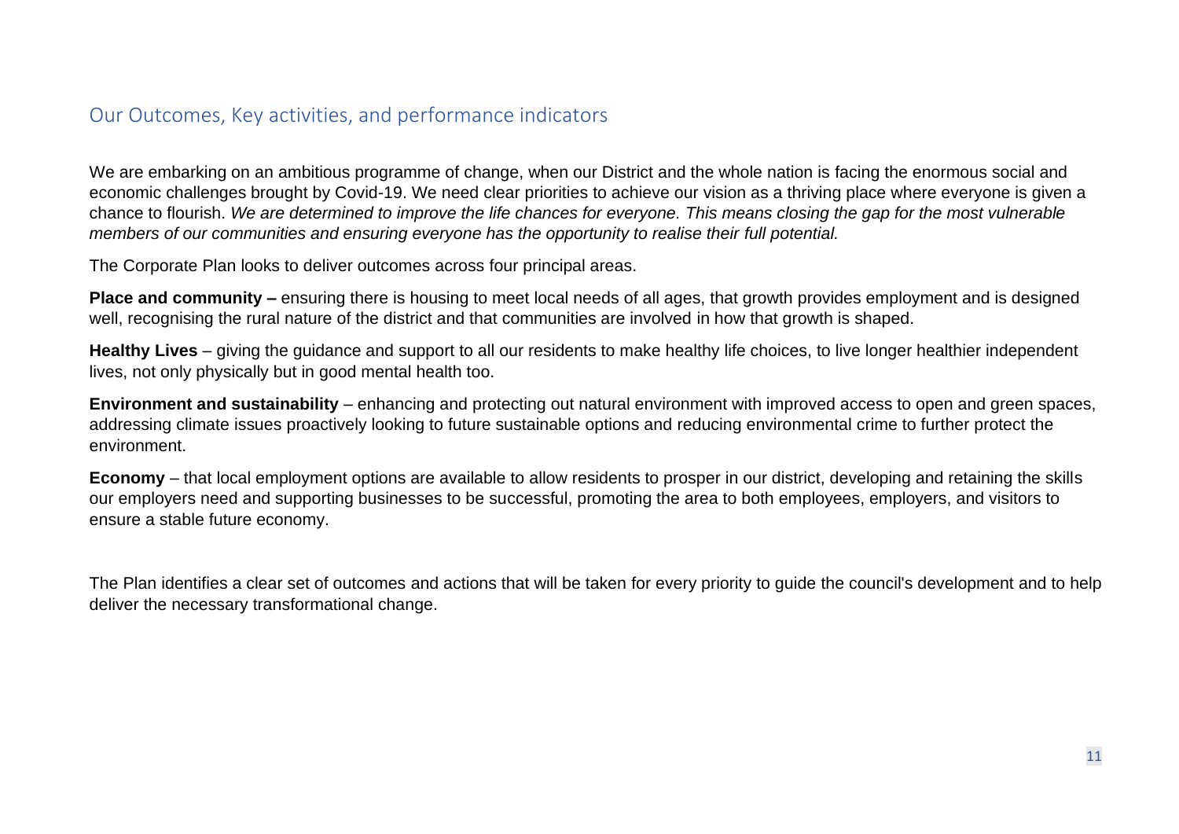## Our Outcomes, Key activities, and performance indicators

We are embarking on an ambitious programme of change, when our District and the whole nation is facing the enormous social and economic challenges brought by Covid-19. We need clear priorities to achieve our vision as a thriving place where everyone is given a chance to flourish. *We are determined to improve the life chances for everyone. This means closing the gap for the most vulnerable members of our communities and ensuring everyone has the opportunity to realise their full potential.*

The Corporate Plan looks to deliver outcomes across four principal areas.

**Place and community –** ensuring there is housing to meet local needs of all ages, that growth provides employment and is designed well, recognising the rural nature of the district and that communities are involved in how that growth is shaped.

**Healthy Lives** – giving the guidance and support to all our residents to make healthy life choices, to live longer healthier independent lives, not only physically but in good mental health too.

**Environment and sustainability** – enhancing and protecting out natural environment with improved access to open and green spaces, addressing climate issues proactively looking to future sustainable options and reducing environmental crime to further protect the environment.

**Economy** – that local employment options are available to allow residents to prosper in our district, developing and retaining the skills our employers need and supporting businesses to be successful, promoting the area to both employees, employers, and visitors to ensure a stable future economy.

The Plan identifies a clear set of outcomes and actions that will be taken for every priority to guide the council's development and to help deliver the necessary transformational change.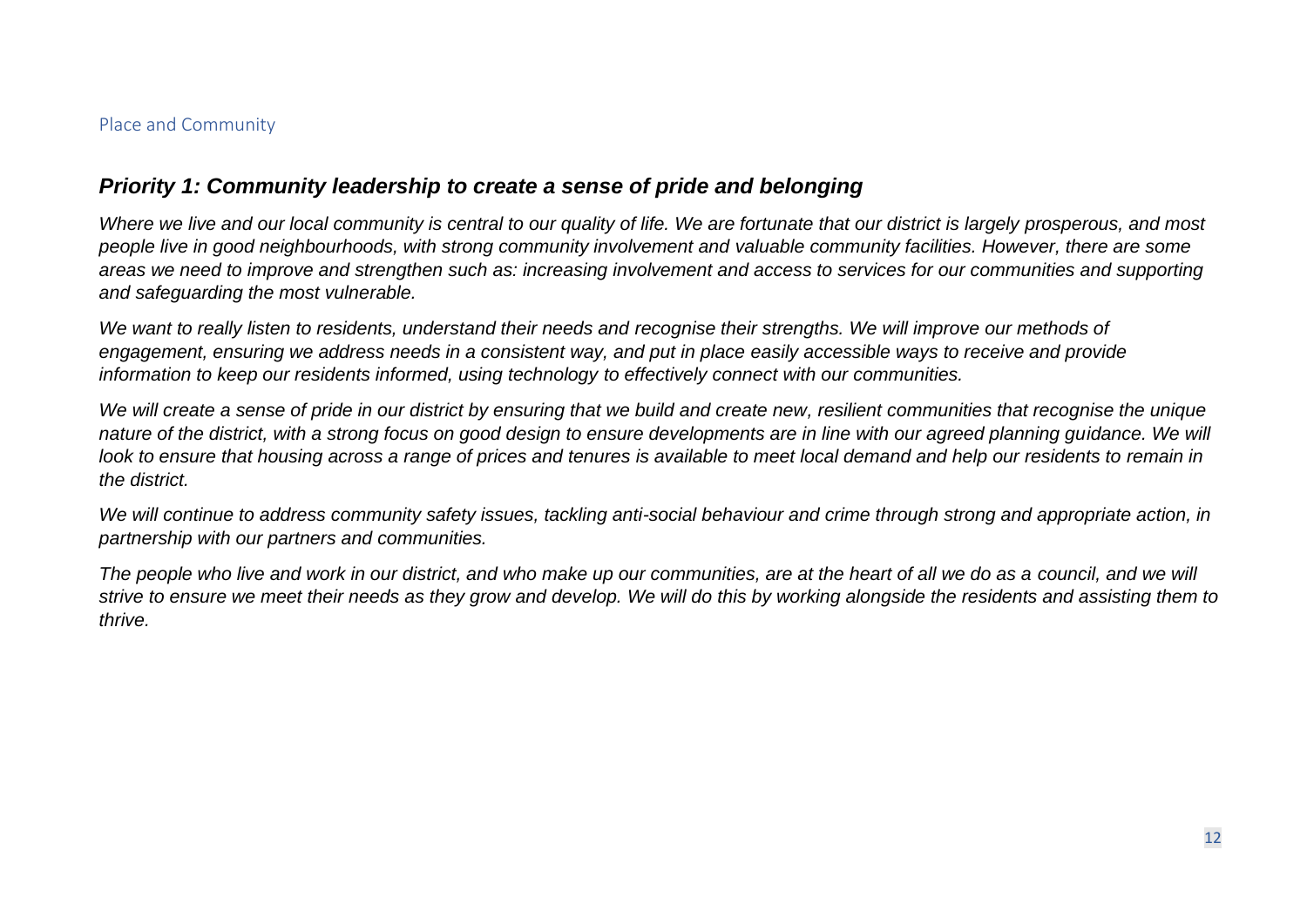## Place and Community

### *Priority 1: Community leadership to create a sense of pride and belonging*

*Where we live and our local community is central to our quality of life. We are fortunate that our district is largely prosperous, and most people live in good neighbourhoods, with strong community involvement and valuable community facilities. However, there are some areas we need to improve and strengthen such as: increasing involvement and access to services for our communities and supporting and safeguarding the most vulnerable.*

*We want to really listen to residents, understand their needs and recognise their strengths. We will improve our methods of engagement, ensuring we address needs in a consistent way, and put in place easily accessible ways to receive and provide information to keep our residents informed, using technology to effectively connect with our communities.*

*We will create a sense of pride in our district by ensuring that we build and create new, resilient communities that recognise the unique nature of the district, with a strong focus on good design to ensure developments are in line with our agreed planning guidance. We will look to ensure that housing across a range of prices and tenures is available to meet local demand and help our residents to remain in the district.*

*We will continue to address community safety issues, tackling anti-social behaviour and crime through strong and appropriate action, in partnership with our partners and communities.*

*The people who live and work in our district, and who make up our communities, are at the heart of all we do as a council, and we will strive to ensure we meet their needs as they grow and develop. We will do this by working alongside the residents and assisting them to thrive.*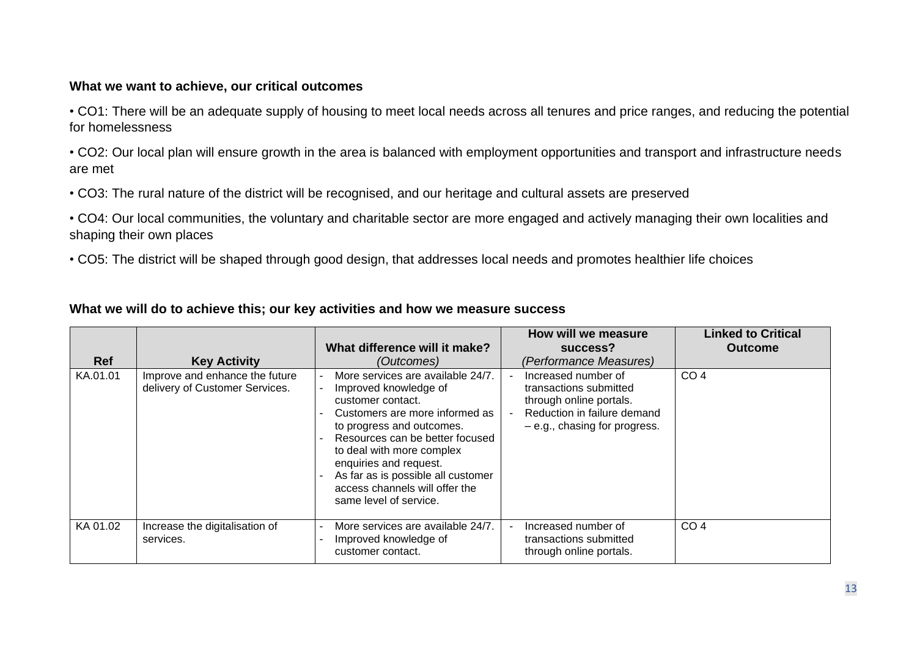**What we want to achieve, our critical outcomes**

- CO1: There will be an adequate supply of housing to meet local needs across all tenures and price ranges, and reducing the potential for homelessness
- CO2: Our local plan will ensure growth in the area is balanced with employment opportunities and transport and infrastructure needs are met
- CO3: The rural nature of the district will be recognised, and our heritage and cultural assets are preserved
- CO4: Our local communities, the voluntary and charitable sector are more engaged and actively managing their own localities and shaping their own places
- CO5: The district will be shaped through good design, that addresses local needs and promotes healthier life choices

**What we will do to achieve this; our key activities and how we measure success**

| Ref | Key Activity | What difference will it make? *(Outcomes)* | How will we measure success? *(Performance Measures)* | Linked to Critical Outcome |
|---|---|---|---|---|
| KA.01.01 | Improve and enhance the future delivery of Customer Services. | - More services are available 24/7.<br>- Improved knowledge of customer contact.<br>- Customers are more informed as to progress and outcomes.<br>- Resources can be better focused to deal with more complex enquiries and request.<br>- As far as is possible all customer access channels will offer the same level of service. | - Increased number of transactions submitted through online portals.<br>- Reduction in failure demand – e.g., chasing for progress. | CO 4 |
| KA 01.02 | Increase the digitalisation of services. | - More services are available 24/7.<br>- Improved knowledge of customer contact. | - Increased number of transactions submitted through online portals. | CO 4 |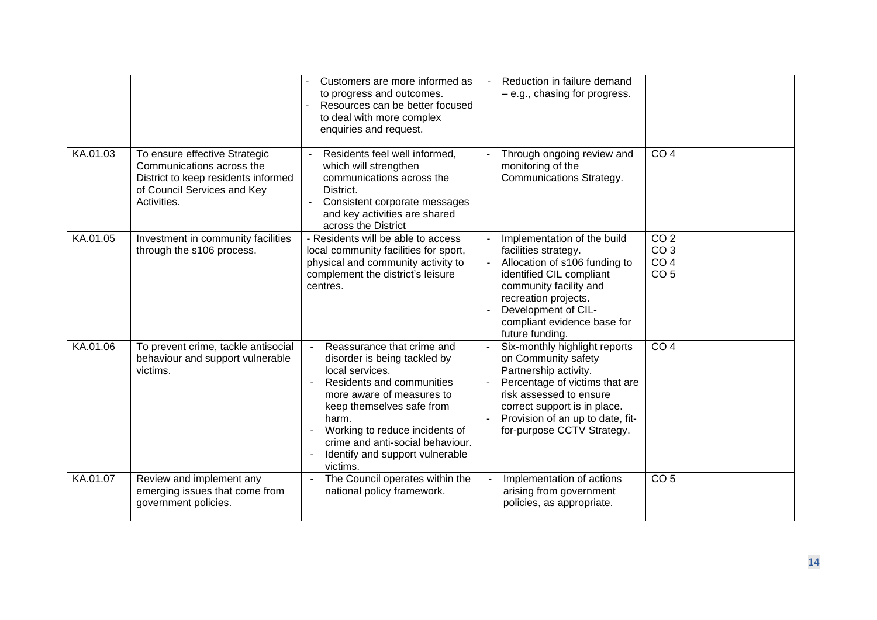| | | | | |
|---|---|---|---|---|
| | | - Customers are more informed as to progress and outcomes.<br>- Resources can be better focused to deal with more complex enquiries and request. | - Reduction in failure demand – e.g., chasing for progress. | |
| KA.01.03 | To ensure effective Strategic Communications across the District to keep residents informed of Council Services and Key Activities. | - Residents feel well informed, which will strengthen communications across the District.<br>- Consistent corporate messages and key activities are shared across the District | - Through ongoing review and monitoring of the Communications Strategy. | CO 4 |
| KA.01.05 | Investment in community facilities through the s106 process. | - Residents will be able to access local community facilities for sport, physical and community activity to complement the district's leisure centres. | - Implementation of the build facilities strategy.<br>- Allocation of s106 funding to identified CIL compliant community facility and recreation projects.<br>- Development of CIL-compliant evidence base for future funding. | CO 2<br>CO 3<br>CO 4<br>CO 5 |
| KA.01.06 | To prevent crime, tackle antisocial behaviour and support vulnerable victims. | - Reassurance that crime and disorder is being tackled by local services.<br>- Residents and communities more aware of measures to keep themselves safe from harm.<br>- Working to reduce incidents of crime and anti-social behaviour.<br>- Identify and support vulnerable victims. | - Six-monthly highlight reports on Community safety Partnership activity.<br>- Percentage of victims that are risk assessed to ensure correct support is in place.<br>- Provision of an up to date, fit-for-purpose CCTV Strategy. | CO 4 |
| KA.01.07 | Review and implement any emerging issues that come from government policies. | - The Council operates within the national policy framework. | - Implementation of actions arising from government policies, as appropriate. | CO 5 |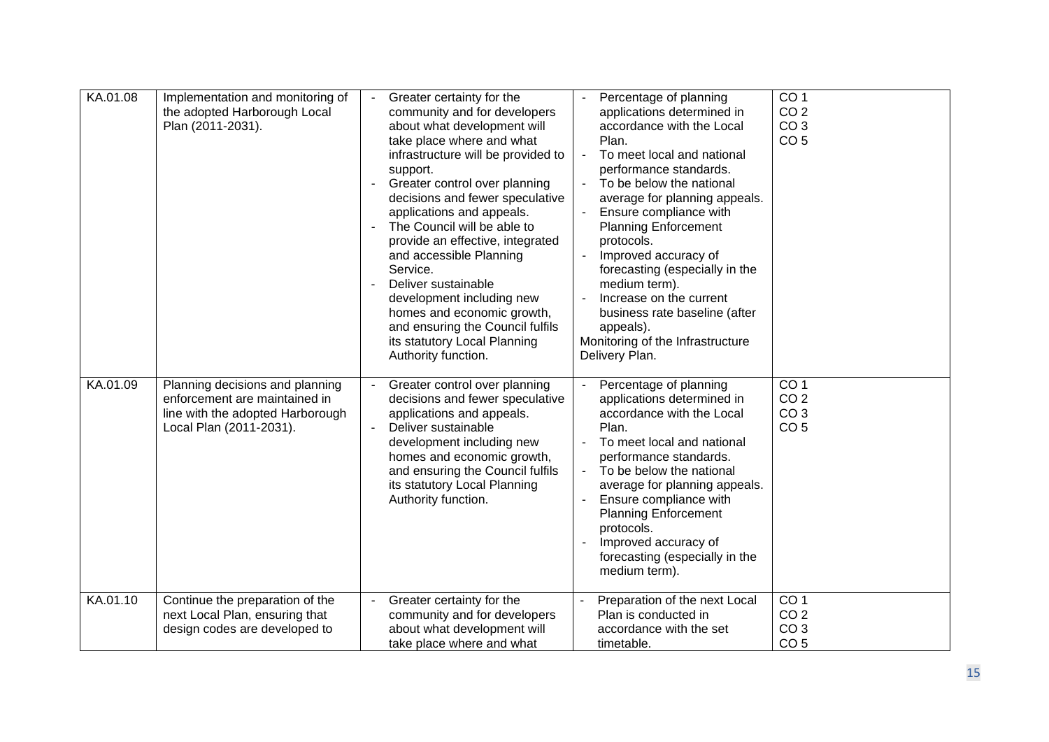| | | | | |
|---|---|---|---|---|
| KA.01.08 | Implementation and monitoring of the adopted Harborough Local Plan (2011-2031). | - Greater certainty for the community and for developers about what development will take place where and what infrastructure will be provided to support.<br>- Greater control over planning decisions and fewer speculative applications and appeals.<br>- The Council will be able to provide an effective, integrated and accessible Planning Service.<br>- Deliver sustainable development including new homes and economic growth, and ensuring the Council fulfils its statutory Local Planning Authority function. | - Percentage of planning applications determined in accordance with the Local Plan.<br>- To meet local and national performance standards.<br>- To be below the national average for planning appeals.<br>- Ensure compliance with Planning Enforcement protocols.<br>- Improved accuracy of forecasting (especially in the medium term).<br>- Increase on the current business rate baseline (after appeals).<br>Monitoring of the Infrastructure Delivery Plan. | CO 1<br>CO 2<br>CO 3<br>CO 5 |
| KA.01.09 | Planning decisions and planning enforcement are maintained in line with the adopted Harborough Local Plan (2011-2031). | - Greater control over planning decisions and fewer speculative applications and appeals.<br>- Deliver sustainable development including new homes and economic growth, and ensuring the Council fulfils its statutory Local Planning Authority function. | - Percentage of planning applications determined in accordance with the Local Plan.<br>- To meet local and national performance standards.<br>- To be below the national average for planning appeals.<br>- Ensure compliance with Planning Enforcement protocols.<br>- Improved accuracy of forecasting (especially in the medium term). | CO 1<br>CO 2<br>CO 3<br>CO 5 |
| KA.01.10 | Continue the preparation of the next Local Plan, ensuring that design codes are developed to | - Greater certainty for the community and for developers about what development will take place where and what | - Preparation of the next Local Plan is conducted in accordance with the set timetable. | CO 1<br>CO 2<br>CO 3<br>CO 5 |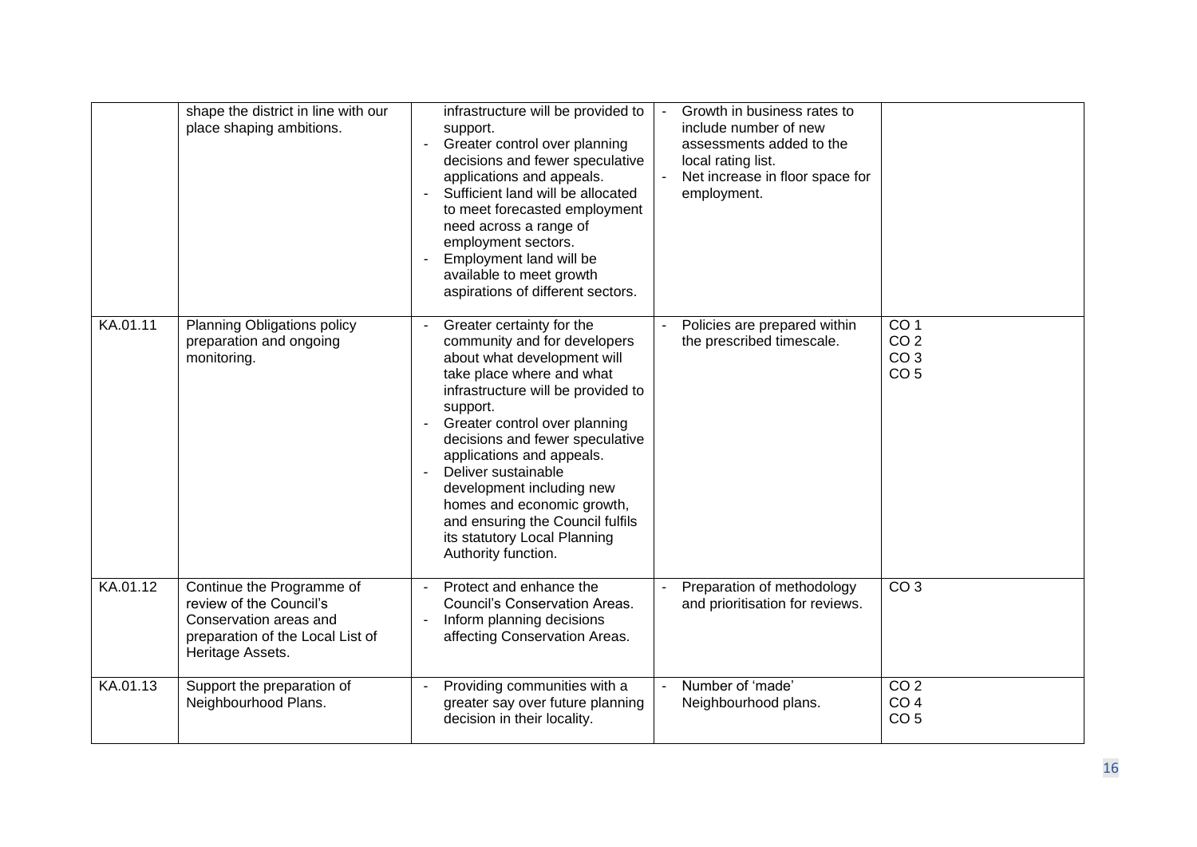| | | | | |
|---|---|---|---|---|
| | shape the district in line with our place shaping ambitions. | infrastructure will be provided to support.<br>- Greater control over planning decisions and fewer speculative applications and appeals.<br>- Sufficient land will be allocated to meet forecasted employment need across a range of employment sectors.<br>- Employment land will be available to meet growth aspirations of different sectors. | - Growth in business rates to include number of new assessments added to the local rating list.<br>- Net increase in floor space for employment. | |
| KA.01.11 | Planning Obligations policy preparation and ongoing monitoring. | - Greater certainty for the community and for developers about what development will take place where and what infrastructure will be provided to support.<br>- Greater control over planning decisions and fewer speculative applications and appeals.<br>- Deliver sustainable development including new homes and economic growth, and ensuring the Council fulfils its statutory Local Planning Authority function. | - Policies are prepared within the prescribed timescale. | CO 1<br>CO 2<br>CO 3<br>CO 5 |
| KA.01.12 | Continue the Programme of review of the Council's Conservation areas and preparation of the Local List of Heritage Assets. | - Protect and enhance the Council's Conservation Areas.<br>- Inform planning decisions affecting Conservation Areas. | - Preparation of methodology and prioritisation for reviews. | CO 3 |
| KA.01.13 | Support the preparation of Neighbourhood Plans. | - Providing communities with a greater say over future planning decision in their locality. | - Number of 'made' Neighbourhood plans. | CO 2<br>CO 4<br>CO 5 |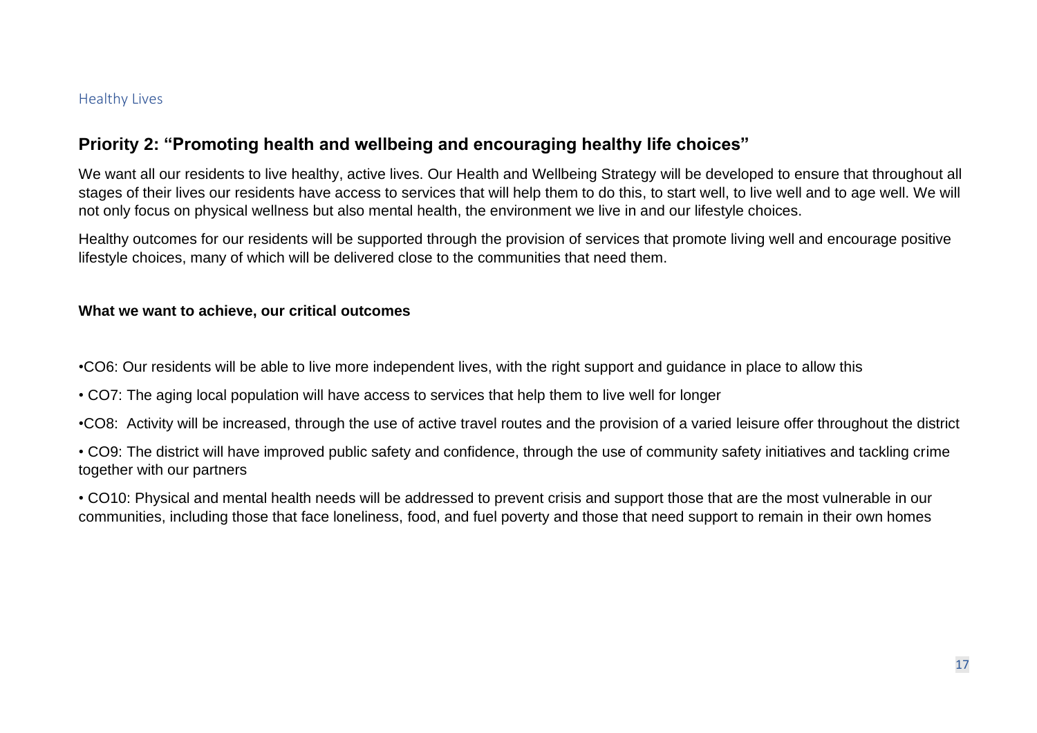## Healthy Lives

### Priority 2: "Promoting health and wellbeing and encouraging healthy life choices"

We want all our residents to live healthy, active lives. Our Health and Wellbeing Strategy will be developed to ensure that throughout all stages of their lives our residents have access to services that will help them to do this, to start well, to live well and to age well. We will not only focus on physical wellness but also mental health, the environment we live in and our lifestyle choices.

Healthy outcomes for our residents will be supported through the provision of services that promote living well and encourage positive lifestyle choices, many of which will be delivered close to the communities that need them.

**What we want to achieve, our critical outcomes**

- CO6: Our residents will be able to live more independent lives, with the right support and guidance in place to allow this
- CO7: The aging local population will have access to services that help them to live well for longer
- CO8: Activity will be increased, through the use of active travel routes and the provision of a varied leisure offer throughout the district
- CO9: The district will have improved public safety and confidence, through the use of community safety initiatives and tackling crime together with our partners
- CO10: Physical and mental health needs will be addressed to prevent crisis and support those that are the most vulnerable in our communities, including those that face loneliness, food, and fuel poverty and those that need support to remain in their own homes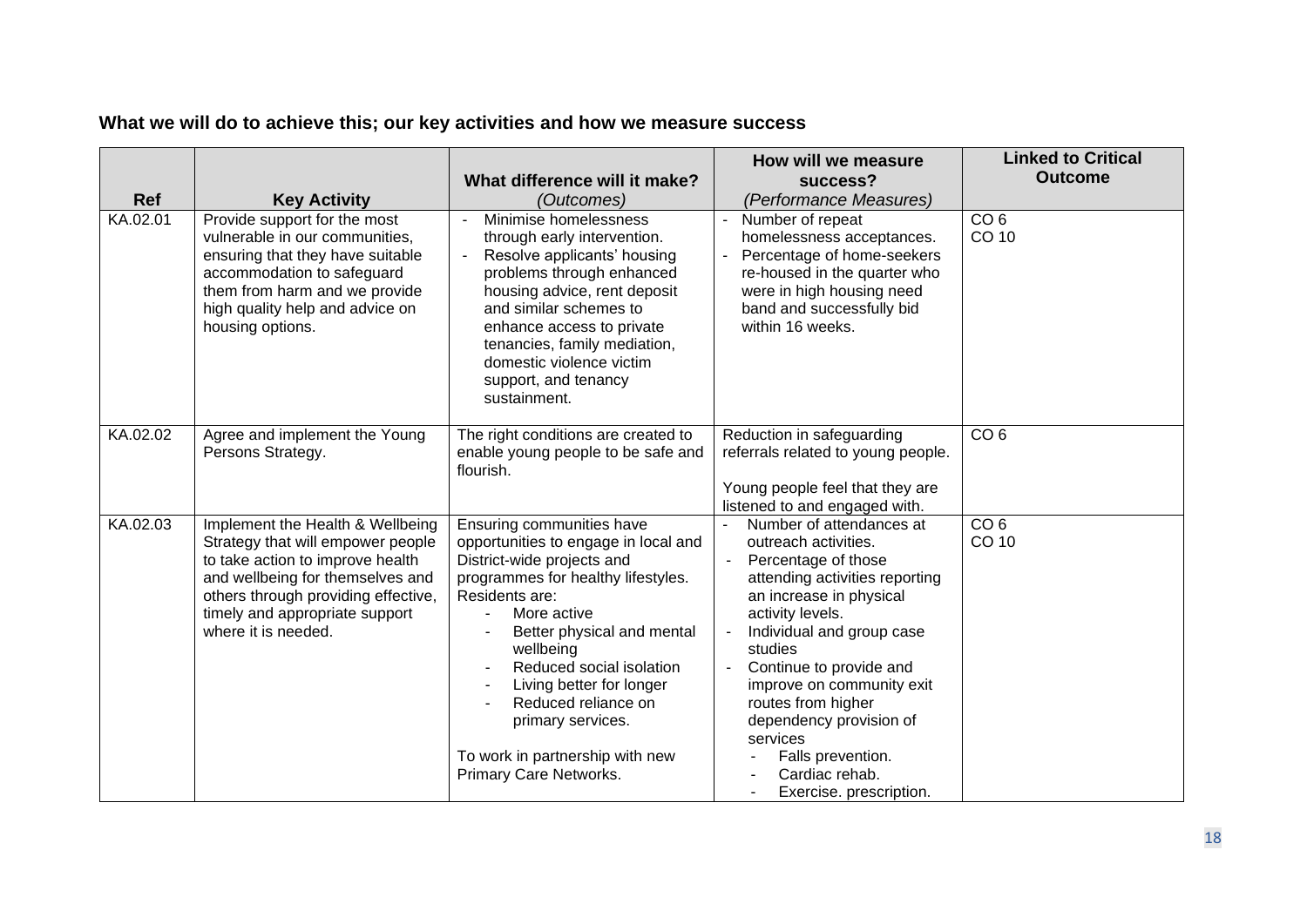## What we will do to achieve this; our key activities and how we measure success

| Ref | Key Activity | What difference will it make? *(Outcomes)* | How will we measure success? *(Performance Measures)* | Linked to Critical Outcome |
|---|---|---|---|---|
| KA.02.01 | Provide support for the most vulnerable in our communities, ensuring that they have suitable accommodation to safeguard them from harm and we provide high quality help and advice on housing options. | - Minimise homelessness through early intervention.<br>- Resolve applicants' housing problems through enhanced housing advice, rent deposit and similar schemes to enhance access to private tenancies, family mediation, domestic violence victim support, and tenancy sustainment. | - Number of repeat homelessness acceptances.<br>- Percentage of home-seekers re-housed in the quarter who were in high housing need band and successfully bid within 16 weeks. | CO 6<br>CO 10 |
| KA.02.02 | Agree and implement the Young Persons Strategy. | The right conditions are created to enable young people to be safe and flourish. | Reduction in safeguarding referrals related to young people.<br><br>Young people feel that they are listened to and engaged with. | CO 6 |
| KA.02.03 | Implement the Health & Wellbeing Strategy that will empower people to take action to improve health and wellbeing for themselves and others through providing effective, timely and appropriate support where it is needed. | Ensuring communities have opportunities to engage in local and District-wide projects and programmes for healthy lifestyles. Residents are:<br>- More active<br>- Better physical and mental wellbeing<br>- Reduced social isolation<br>- Living better for longer<br>- Reduced reliance on primary services.<br><br>To work in partnership with new Primary Care Networks. | - Number of attendances at outreach activities.<br>- Percentage of those attending activities reporting an increase in physical activity levels.<br>- Individual and group case studies<br>- Continue to provide and improve on community exit routes from higher dependency provision of services<br>&nbsp;&nbsp;- Falls prevention.<br>&nbsp;&nbsp;- Cardiac rehab.<br>&nbsp;&nbsp;- Exercise. prescription. | CO 6<br>CO 10 |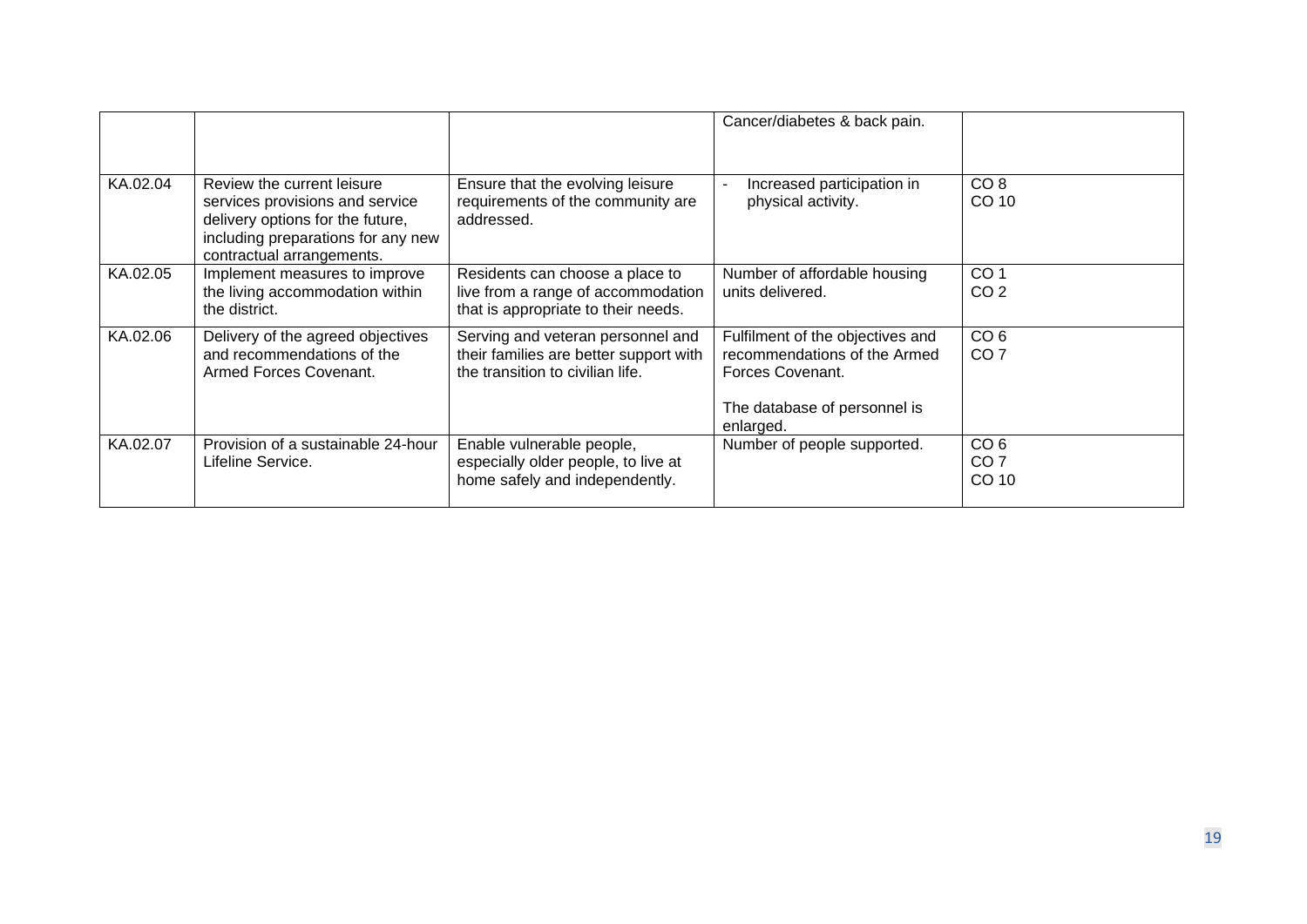| | | | | |
|---|---|---|---|---|
| | | | Cancer/diabetes & back pain. | |
| KA.02.04 | Review the current leisure services provisions and service delivery options for the future, including preparations for any new contractual arrangements. | Ensure that the evolving leisure requirements of the community are addressed. | - Increased participation in physical activity. | CO 8<br>CO 10 |
| KA.02.05 | Implement measures to improve the living accommodation within the district. | Residents can choose a place to live from a range of accommodation that is appropriate to their needs. | Number of affordable housing units delivered. | CO 1<br>CO 2 |
| KA.02.06 | Delivery of the agreed objectives and recommendations of the Armed Forces Covenant. | Serving and veteran personnel and their families are better support with the transition to civilian life. | Fulfilment of the objectives and recommendations of the Armed Forces Covenant.<br><br>The database of personnel is enlarged. | CO 6<br>CO 7 |
| KA.02.07 | Provision of a sustainable 24-hour Lifeline Service. | Enable vulnerable people, especially older people, to live at home safely and independently. | Number of people supported. | CO 6<br>CO 7<br>CO 10 |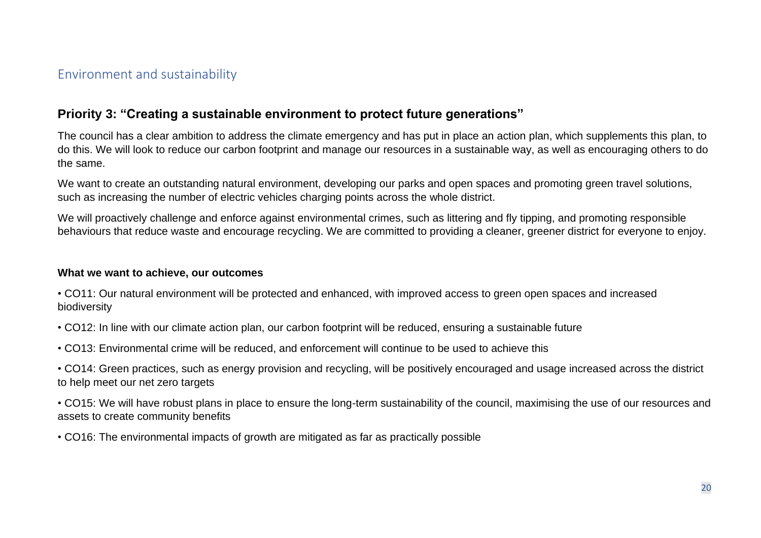## Environment and sustainability

### Priority 3: "Creating a sustainable environment to protect future generations"

The council has a clear ambition to address the climate emergency and has put in place an action plan, which supplements this plan, to do this. We will look to reduce our carbon footprint and manage our resources in a sustainable way, as well as encouraging others to do the same.

We want to create an outstanding natural environment, developing our parks and open spaces and promoting green travel solutions, such as increasing the number of electric vehicles charging points across the whole district.

We will proactively challenge and enforce against environmental crimes, such as littering and fly tipping, and promoting responsible behaviours that reduce waste and encourage recycling. We are committed to providing a cleaner, greener district for everyone to enjoy.

**What we want to achieve, our outcomes**

- CO11: Our natural environment will be protected and enhanced, with improved access to green open spaces and increased biodiversity
- CO12: In line with our climate action plan, our carbon footprint will be reduced, ensuring a sustainable future
- CO13: Environmental crime will be reduced, and enforcement will continue to be used to achieve this
- CO14: Green practices, such as energy provision and recycling, will be positively encouraged and usage increased across the district to help meet our net zero targets
- CO15: We will have robust plans in place to ensure the long-term sustainability of the council, maximising the use of our resources and assets to create community benefits
- CO16: The environmental impacts of growth are mitigated as far as practically possible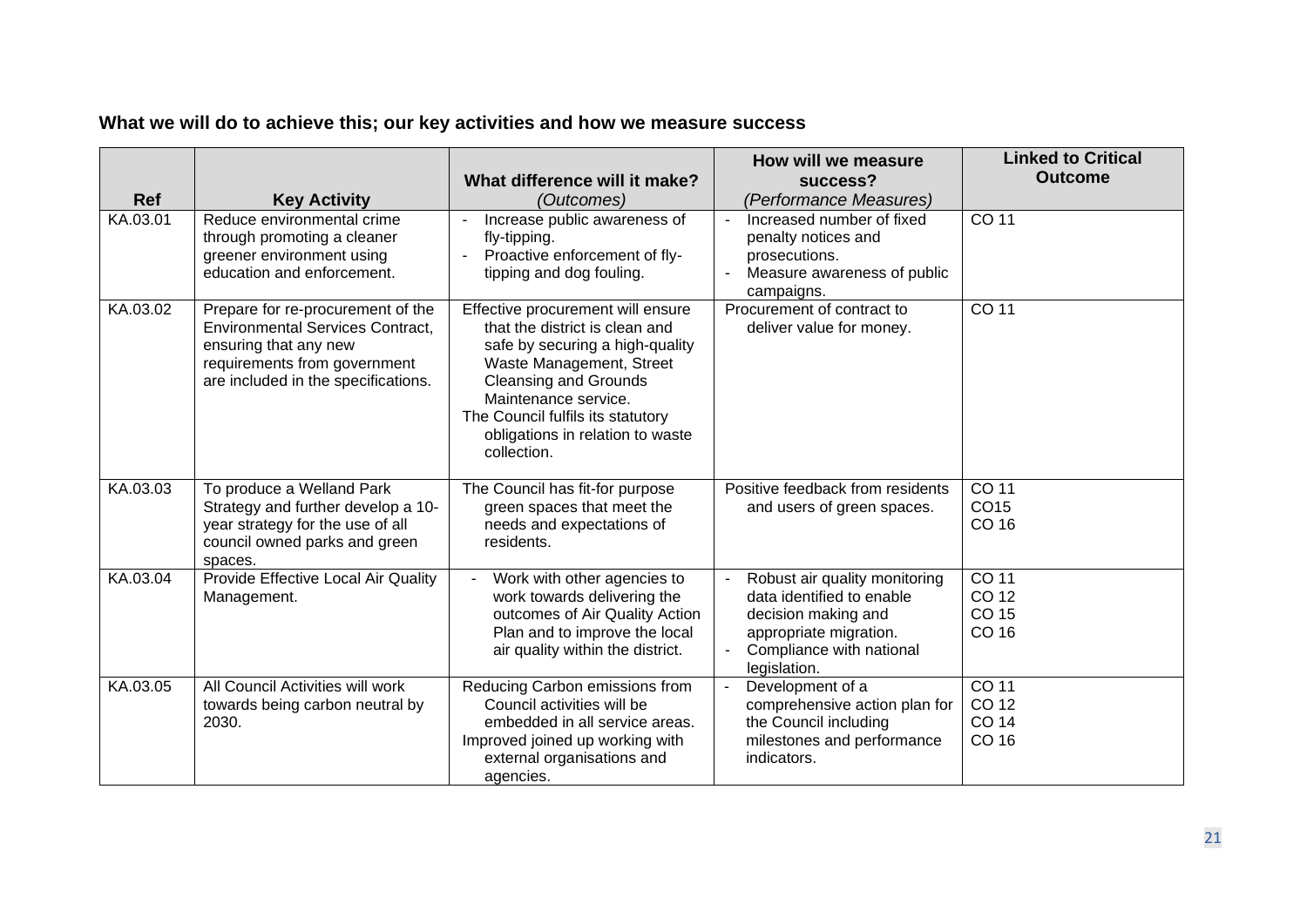**What we will do to achieve this; our key activities and how we measure success**

| Ref | Key Activity | What difference will it make? *(Outcomes)* | How will we measure success? *(Performance Measures)* | Linked to Critical Outcome |
|---|---|---|---|---|
| KA.03.01 | Reduce environmental crime through promoting a cleaner greener environment using education and enforcement. | - Increase public awareness of fly-tipping.<br>- Proactive enforcement of fly-tipping and dog fouling. | - Increased number of fixed penalty notices and prosecutions.<br>- Measure awareness of public campaigns. | CO 11 |
| KA.03.02 | Prepare for re-procurement of the Environmental Services Contract, ensuring that any new requirements from government are included in the specifications. | Effective procurement will ensure that the district is clean and safe by securing a high-quality Waste Management, Street Cleansing and Grounds Maintenance service.<br>The Council fulfils its statutory obligations in relation to waste collection. | Procurement of contract to deliver value for money. | CO 11 |
| KA.03.03 | To produce a Welland Park Strategy and further develop a 10-year strategy for the use of all council owned parks and green spaces. | The Council has fit-for purpose green spaces that meet the needs and expectations of residents. | Positive feedback from residents and users of green spaces. | CO 11<br>CO15<br>CO 16 |
| KA.03.04 | Provide Effective Local Air Quality Management. | - Work with other agencies to work towards delivering the outcomes of Air Quality Action Plan and to improve the local air quality within the district. | - Robust air quality monitoring data identified to enable decision making and appropriate migration.<br>- Compliance with national legislation. | CO 11<br>CO 12<br>CO 15<br>CO 16 |
| KA.03.05 | All Council Activities will work towards being carbon neutral by 2030. | Reducing Carbon emissions from Council activities will be embedded in all service areas.<br>Improved joined up working with external organisations and agencies. | - Development of a comprehensive action plan for the Council including milestones and performance indicators. | CO 11<br>CO 12<br>CO 14<br>CO 16 |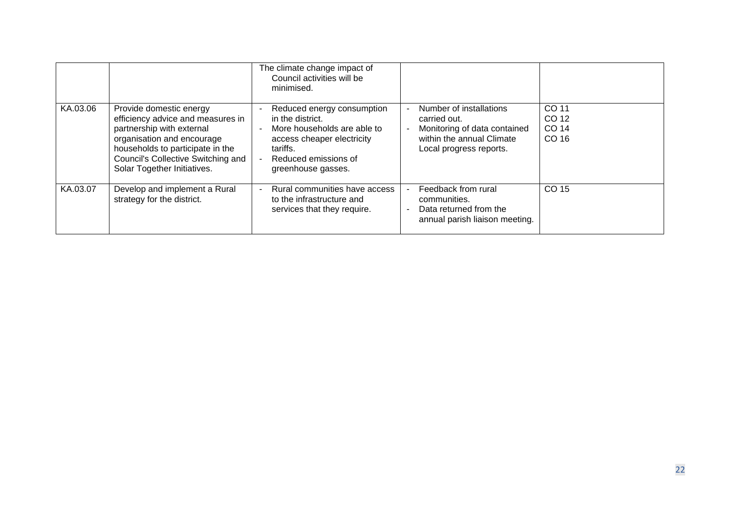| | | | | |
|---|---|---|---|---|
| | | The climate change impact of Council activities will be minimised. | | |
| KA.03.06 | Provide domestic energy efficiency advice and measures in partnership with external organisation and encourage households to participate in the Council's Collective Switching and Solar Together Initiatives. | - Reduced energy consumption in the district.<br>- More households are able to access cheaper electricity tariffs.<br>- Reduced emissions of greenhouse gasses. | - Number of installations carried out.<br>- Monitoring of data contained within the annual Climate Local progress reports. | CO 11<br>CO 12<br>CO 14<br>CO 16 |
| KA.03.07 | Develop and implement a Rural strategy for the district. | - Rural communities have access to the infrastructure and services that they require. | - Feedback from rural communities.<br>- Data returned from the annual parish liaison meeting. | CO 15 |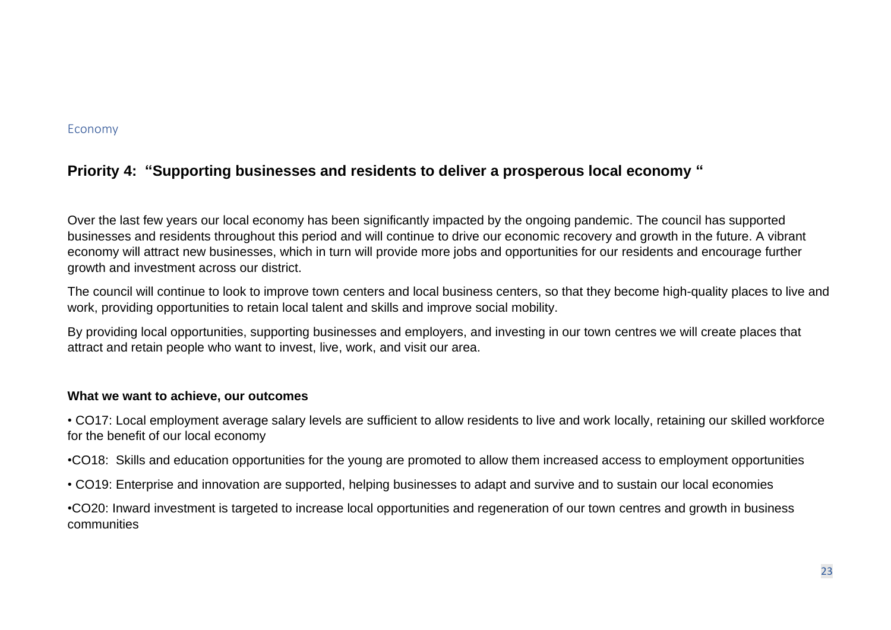Economy

## Priority 4: "Supporting businesses and residents to deliver a prosperous local economy "

Over the last few years our local economy has been significantly impacted by the ongoing pandemic. The council has supported businesses and residents throughout this period and will continue to drive our economic recovery and growth in the future. A vibrant economy will attract new businesses, which in turn will provide more jobs and opportunities for our residents and encourage further growth and investment across our district.

The council will continue to look to improve town centers and local business centers, so that they become high-quality places to live and work, providing opportunities to retain local talent and skills and improve social mobility.

By providing local opportunities, supporting businesses and employers, and investing in our town centres we will create places that attract and retain people who want to invest, live, work, and visit our area.

**What we want to achieve, our outcomes**

- CO17: Local employment average salary levels are sufficient to allow residents to live and work locally, retaining our skilled workforce for the benefit of our local economy
- CO18: Skills and education opportunities for the young are promoted to allow them increased access to employment opportunities
- CO19: Enterprise and innovation are supported, helping businesses to adapt and survive and to sustain our local economies
- CO20: Inward investment is targeted to increase local opportunities and regeneration of our town centres and growth in business communities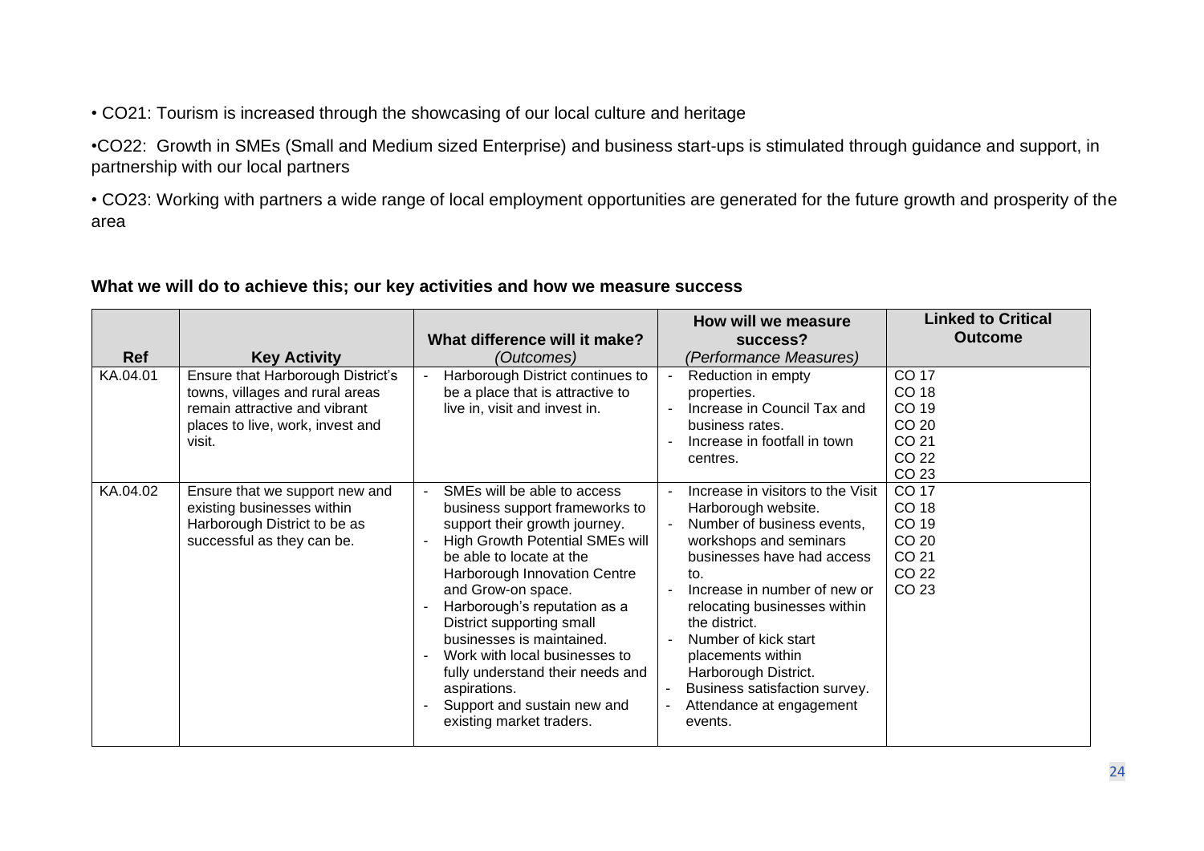• CO21: Tourism is increased through the showcasing of our local culture and heritage

•CO22: Growth in SMEs (Small and Medium sized Enterprise) and business start-ups is stimulated through guidance and support, in partnership with our local partners

• CO23: Working with partners a wide range of local employment opportunities are generated for the future growth and prosperity of the area

**What we will do to achieve this; our key activities and how we measure success**

| Ref | Key Activity | What difference will it make? *(Outcomes)* | How will we measure success? *(Performance Measures)* | Linked to Critical Outcome |
|---|---|---|---|---|
| KA.04.01 | Ensure that Harborough District's towns, villages and rural areas remain attractive and vibrant places to live, work, invest and visit. | - Harborough District continues to be a place that is attractive to live in, visit and invest in. | - Reduction in empty properties.<br>- Increase in Council Tax and business rates.<br>- Increase in footfall in town centres. | CO 17<br>CO 18<br>CO 19<br>CO 20<br>CO 21<br>CO 22<br>CO 23 |
| KA.04.02 | Ensure that we support new and existing businesses within Harborough District to be as successful as they can be. | - SMEs will be able to access business support frameworks to support their growth journey.<br>- High Growth Potential SMEs will be able to locate at the Harborough Innovation Centre and Grow-on space.<br>- Harborough's reputation as a District supporting small businesses is maintained.<br>- Work with local businesses to fully understand their needs and aspirations.<br>- Support and sustain new and existing market traders. | - Increase in visitors to the Visit Harborough website.<br>- Number of business events, workshops and seminars businesses have had access to.<br>- Increase in number of new or relocating businesses within the district.<br>- Number of kick start placements within Harborough District.<br>- Business satisfaction survey.<br>- Attendance at engagement events. | CO 17<br>CO 18<br>CO 19<br>CO 20<br>CO 21<br>CO 22<br>CO 23 |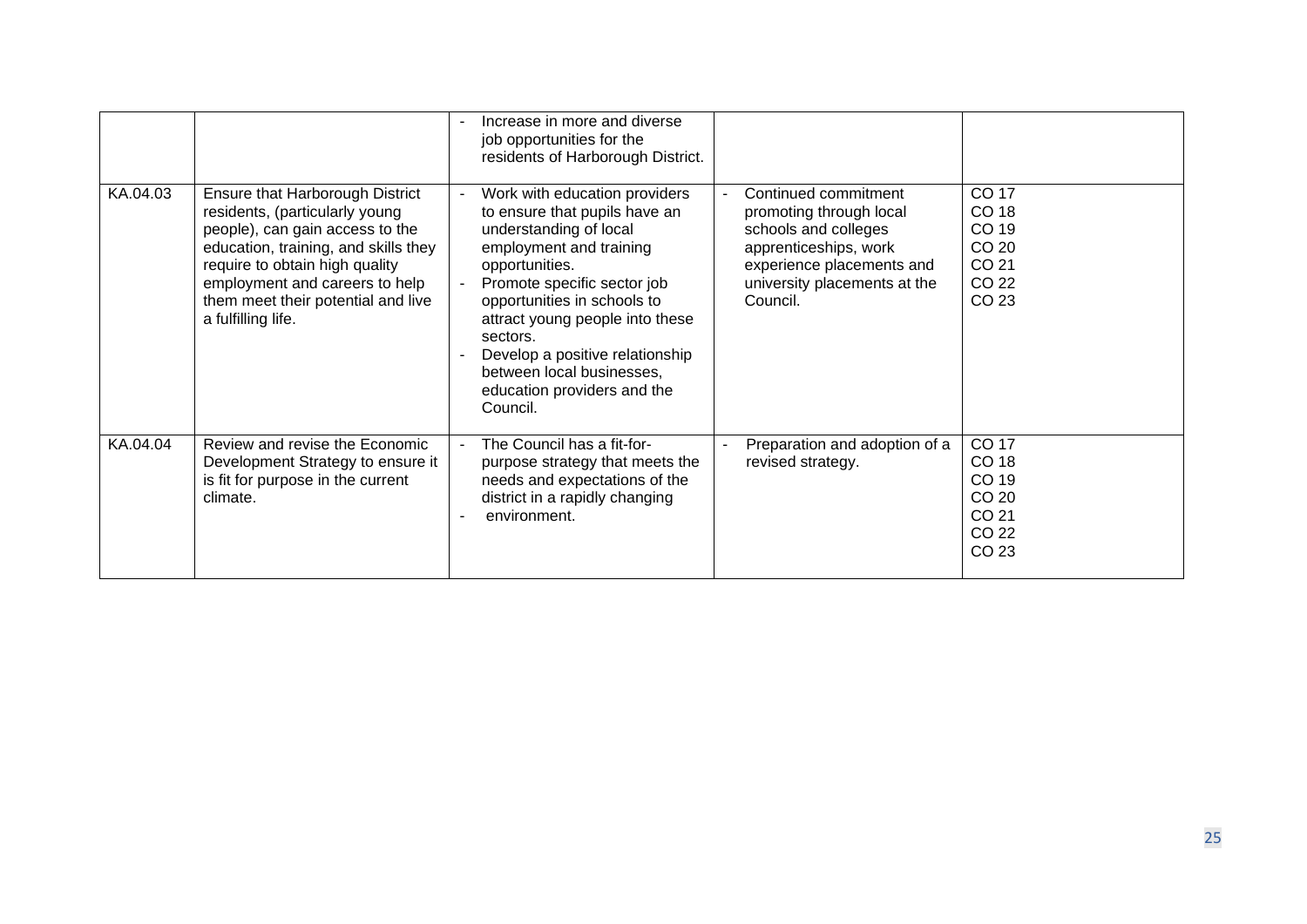| | | | | |
|---|---|---|---|---|
| | | - Increase in more and diverse job opportunities for the residents of Harborough District. | | |
| KA.04.03 | Ensure that Harborough District residents, (particularly young people), can gain access to the education, training, and skills they require to obtain high quality employment and careers to help them meet their potential and live a fulfilling life. | - Work with education providers to ensure that pupils have an understanding of local employment and training opportunities.<br>- Promote specific sector job opportunities in schools to attract young people into these sectors.<br>- Develop a positive relationship between local businesses, education providers and the Council. | - Continued commitment promoting through local schools and colleges apprenticeships, work experience placements and university placements at the Council. | CO 17<br>CO 18<br>CO 19<br>CO 20<br>CO 21<br>CO 22<br>CO 23 |
| KA.04.04 | Review and revise the Economic Development Strategy to ensure it is fit for purpose in the current climate. | - The Council has a fit-for-purpose strategy that meets the needs and expectations of the district in a rapidly changing<br>- environment. | - Preparation and adoption of a revised strategy. | CO 17<br>CO 18<br>CO 19<br>CO 20<br>CO 21<br>CO 22<br>CO 23 |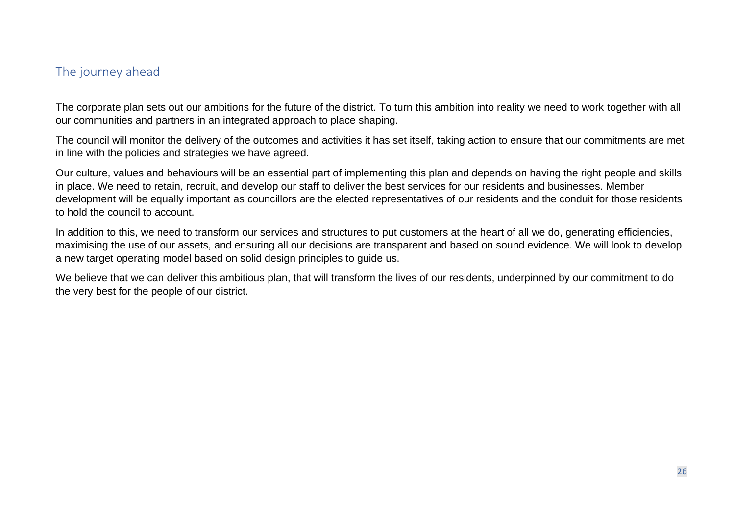## The journey ahead

The corporate plan sets out our ambitions for the future of the district. To turn this ambition into reality we need to work together with all our communities and partners in an integrated approach to place shaping.

The council will monitor the delivery of the outcomes and activities it has set itself, taking action to ensure that our commitments are met in line with the policies and strategies we have agreed.

Our culture, values and behaviours will be an essential part of implementing this plan and depends on having the right people and skills in place. We need to retain, recruit, and develop our staff to deliver the best services for our residents and businesses. Member development will be equally important as councillors are the elected representatives of our residents and the conduit for those residents to hold the council to account.

In addition to this, we need to transform our services and structures to put customers at the heart of all we do, generating efficiencies, maximising the use of our assets, and ensuring all our decisions are transparent and based on sound evidence. We will look to develop a new target operating model based on solid design principles to guide us.

We believe that we can deliver this ambitious plan, that will transform the lives of our residents, underpinned by our commitment to do the very best for the people of our district.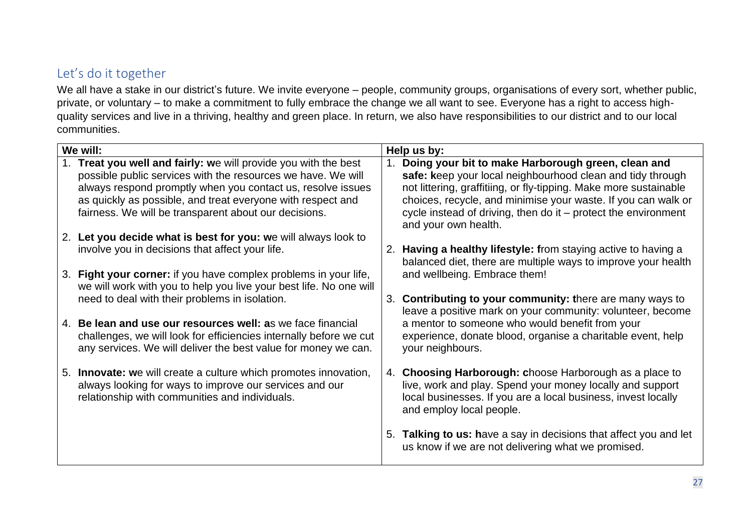## Let's do it together

We all have a stake in our district's future. We invite everyone – people, community groups, organisations of every sort, whether public, private, or voluntary – to make a commitment to fully embrace the change we all want to see. Everyone has a right to access high-quality services and live in a thriving, healthy and green place. In return, we also have responsibilities to our district and to our local communities.

| We will: | Help us by: |
| --- | --- |
| 1. **Treat you well and fairly: w**e will provide you with the best possible public services with the resources we have. We will always respond promptly when you contact us, resolve issues as quickly as possible, and treat everyone with respect and fairness. We will be transparent about our decisions.<br><br>2. **Let you decide what is best for you: w**e will always look to involve you in decisions that affect your life.<br><br>3. **Fight your corner:** if you have complex problems in your life, we will work with you to help you live your best life. No one will need to deal with their problems in isolation.<br><br>4. **Be lean and use our resources well: a**s we face financial challenges, we will look for efficiencies internally before we cut any services. We will deliver the best value for money we can.<br><br>5. **Innovate: w**e will create a culture which promotes innovation, always looking for ways to improve our services and our relationship with communities and individuals. | 1. **Doing your bit to make Harborough green, clean and safe: k**eep your local neighbourhood clean and tidy through not littering, graffitiing, or fly-tipping. Make more sustainable choices, recycle, and minimise your waste. If you can walk or cycle instead of driving, then do it – protect the environment and your own health.<br><br>2. **Having a healthy lifestyle: f**rom staying active to having a balanced diet, there are multiple ways to improve your health and wellbeing. Embrace them!<br><br>3. **Contributing to your community: t**here are many ways to leave a positive mark on your community: volunteer, become a mentor to someone who would benefit from your experience, donate blood, organise a charitable event, help your neighbours.<br><br>4. **Choosing Harborough: c**hoose Harborough as a place to live, work and play. Spend your money locally and support local businesses. If you are a local business, invest locally and employ local people.<br><br>5. **Talking to us: h**ave a say in decisions that affect you and let us know if we are not delivering what we promised. |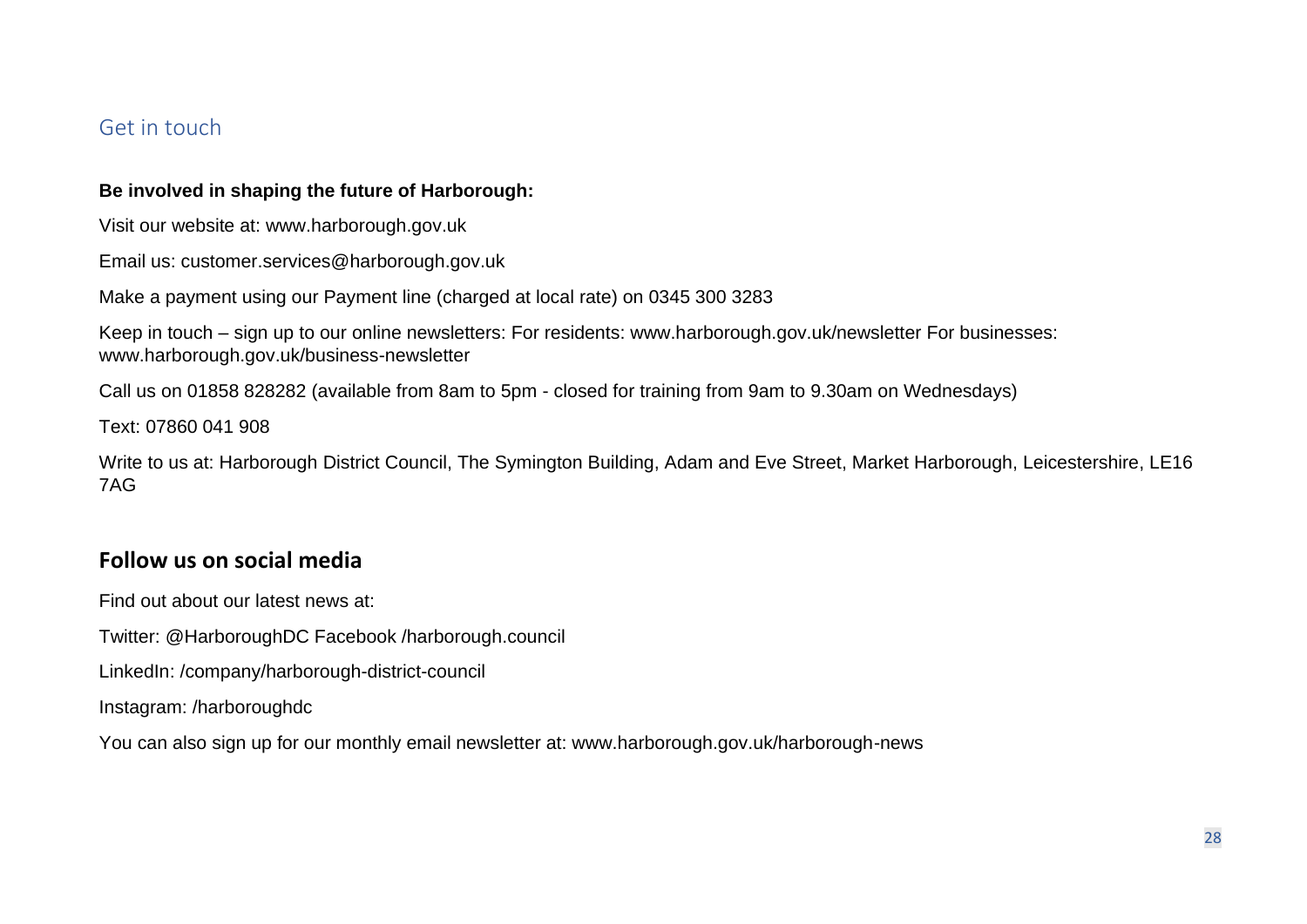## Get in touch

**Be involved in shaping the future of Harborough:**

Visit our website at: www.harborough.gov.uk

Email us: customer.services@harborough.gov.uk

Make a payment using our Payment line (charged at local rate) on 0345 300 3283

Keep in touch – sign up to our online newsletters: For residents: www.harborough.gov.uk/newsletter For businesses: www.harborough.gov.uk/business-newsletter

Call us on 01858 828282 (available from 8am to 5pm - closed for training from 9am to 9.30am on Wednesdays)

Text: 07860 041 908

Write to us at: Harborough District Council, The Symington Building, Adam and Eve Street, Market Harborough, Leicestershire, LE16 7AG

### Follow us on social media

Find out about our latest news at:

Twitter: @HarboroughDC Facebook /harborough.council

LinkedIn: /company/harborough-district-council

Instagram: /harboroughdc

You can also sign up for our monthly email newsletter at: www.harborough.gov.uk/harborough-news